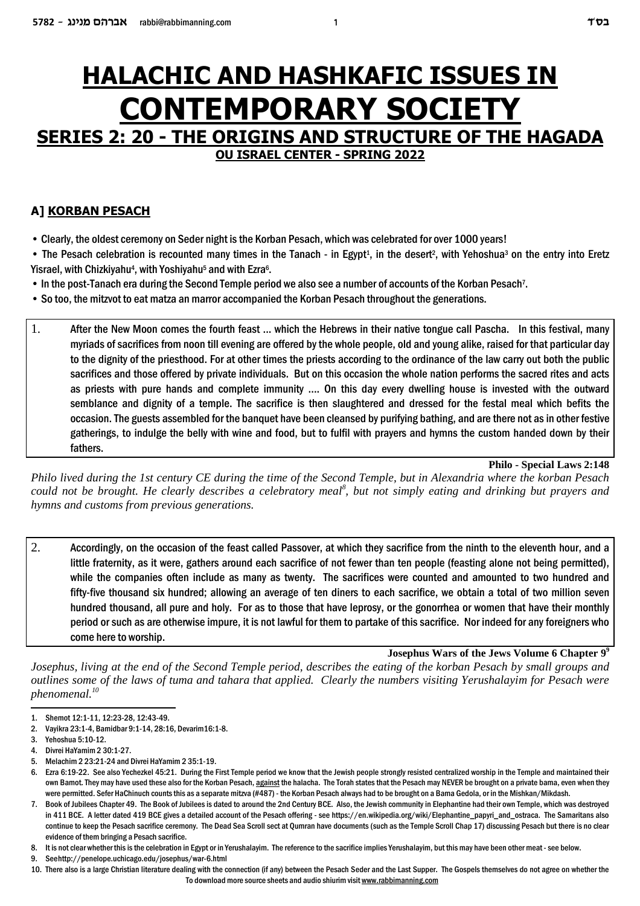# HALACHIC AND HASHKAFIC ISSUES IN CONTEMPORARY SOCIETY

## SERIES 2: 20 - THE ORIGINS AND STRUCTURE OF THE HAGADA

**OU ISRAEL CENTER - SPRING 2022**

### A] KORBAN PESACH

- Clearly, the oldest ceremony on Seder night is the Korban Pesach, which was celebrated for over 1000 years!
- The Pesach celebration is recounted many times in the Tanach - in Egypt[1], in the desert[2], with Yehoshua[3] on the entry into Eretz Yisrael, with Chizkiyahu[4], with Yoshiyahu[5] and with Ezra[6].
- In the post-Tanach era during the Second Temple period we also see a number of accounts of the Korban Pesach[7].
- So too, the mitzvot to eat matza an marror accompanied the Korban Pesach throughout the generations.

1. After the New Moon comes the fourth feast ... which the Hebrews in their native tongue call Pascha. In this festival, many myriads of sacrifices from noon till evening are offered by the whole people, old and young alike, raised for that particular day to the dignity of the priesthood. For at other times the priests according to the ordinance of the law carry out both the public sacrifices and those offered by private individuals. But on this occasion the whole nation performs the sacred rites and acts as priests with pure hands and complete immunity .... On this day every dwelling house is invested with the outward semblance and dignity of a temple. The sacrifice is then slaughtered and dressed for the festal meal which befits the occasion. The guests assembled for the banquet have been cleansed by purifying bathing, and are there not as in other festive gatherings, to indulge the belly with wine and food, but to fulfil with prayers and hymns the custom handed down by their fathers.

**Philo - Special Laws 2:148**

*Philo lived during the 1st century CE during the time of the Second Temple, but in Alexandria where the korban Pesach could not be brought. He clearly describes a celebratory meal[8], but not simply eating and drinking but prayers and hymns and customs from previous generations.*

2. Accordingly, on the occasion of the feast called Passover, at which they sacrifice from the ninth to the eleventh hour, and a little fraternity, as it were, gathers around each sacrifice of not fewer than ten people (feasting alone not being permitted), while the companies often include as many as twenty. The sacrifices were counted and amounted to two hundred and fifty-five thousand six hundred; allowing an average of ten diners to each sacrifice, we obtain a total of two million seven hundred thousand, all pure and holy. For as to those that have leprosy, or the gonorrhea or women that have their monthly period or such as are otherwise impure, it is not lawful for them to partake of this sacrifice. Nor indeed for any foreigners who come here to worship.

**Josephus Wars of the Jews Volume 6 Chapter 9[9]**

*Josephus, living at the end of the Second Temple period, describes the eating of the korban Pesach by small groups and outlines some of the laws of tuma and tahara that applied. Clearly the numbers visiting Yerushalayim for Pesach were phenomenal.[10]*

---

1. Shemot 12:1-11, 12:23-28, 12:43-49.
2. Vayikra 23:1-4, Bamidbar 9:1-14, 28:16, Devarim16:1-8.
3. Yehoshua 5:10-12.
4. Divrei HaYamim 2 30:1-27.
5. Melachim 2 23:21-24 and Divrei HaYamim 2 35:1-19.
6. Ezra 6:19-22. See also Yechezkel 45:21. During the First Temple period we know that the Jewish people strongly resisted centralized worship in the Temple and maintained their own Bamot. They may have used these also for the Korban Pesach, against the halacha. The Torah states that the Pesach may NEVER be brought on a private bama, even when they were permitted. Sefer HaChinuch counts this as a separate mitzva (#487) - the Korban Pesach always had to be brought on a Bama Gedola, or in the Mishkan/Mikdash.
7. Book of Jubilees Chapter 49. The Book of Jubilees is dated to around the 2nd Century BCE. Also, the Jewish community in Elephantine had their own Temple, which was destroyed in 411 BCE. A letter dated 419 BCE gives a detailed account of the Pesach offering - see https://en.wikipedia.org/wiki/Elephantine_papyri_and_ostraca. The Samaritans also continue to keep the Pesach sacrifice ceremony. The Dead Sea Scroll sect at Qumran have documents (such as the Temple Scroll Chap 17) discussing Pesach but there is no clear evidence of them bringing a Pesach sacrifice.
8. It is not clear whether this is the celebration in Egypt or in Yerushalayim. The reference to the sacrifice implies Yerushalayim, but this may have been other meat - see below.
9. See http://penelope.uchicago.edu/josephus/war-6.html
10. There also is a large Christian literature dealing with the connection (if any) between the Pesach Seder and the Last Supper. The Gospels themselves do not agree on whether the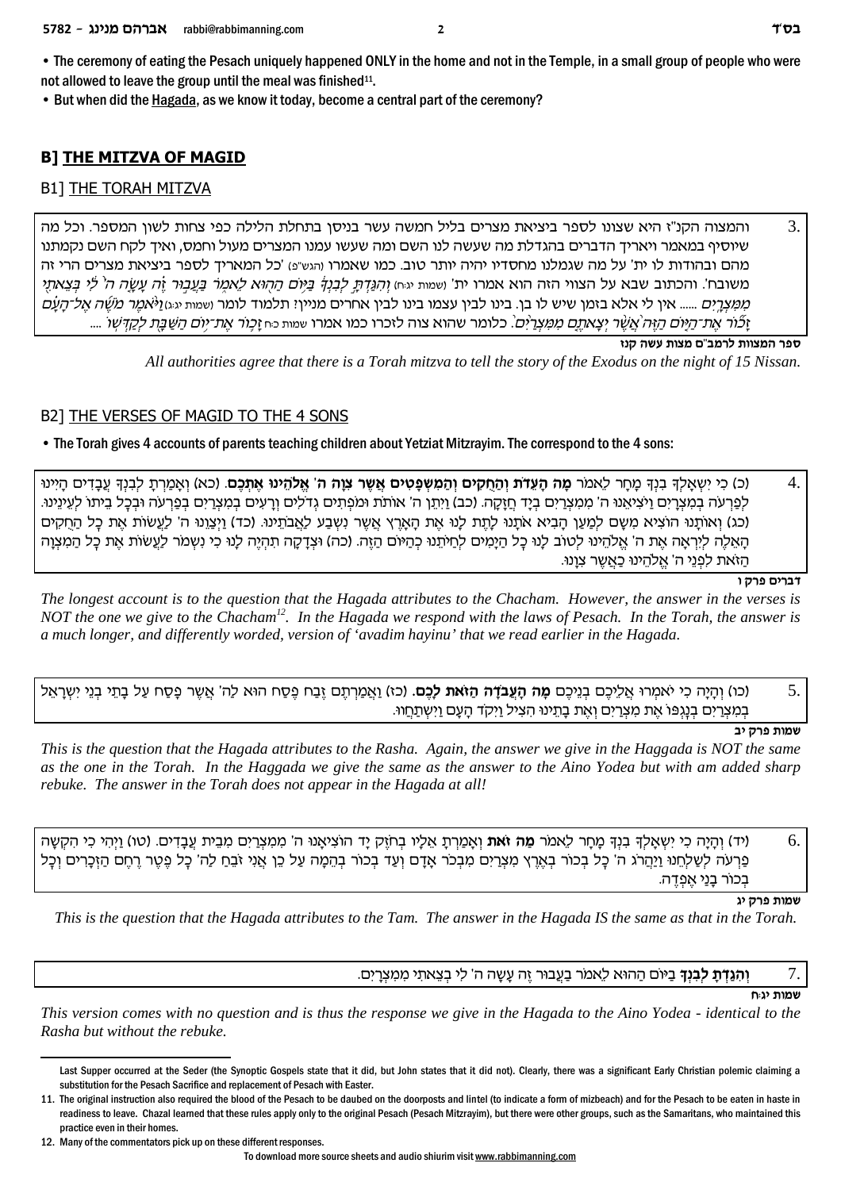- The ceremony of eating the Pesach uniquely happened ONLY in the home and not in the Temple, in a small group of people who were not allowed to leave the group until the meal was finished[11].
- But when did the <u>Hagada</u>, as we know it today, become a central part of the ceremony?

## B] THE MITZVA OF MAGID

### B1] THE TORAH MITZVA

3. והמצוה הקנ"ז היא שצונו לספר ביציאת מצרים בליל חמשה עשר בניסן בתחלת הלילה כפי צחות לשון המספר. וכל מה שיוסיף במאמר ויאריך הדברים בהגדלת מה שעשה לנו השם ומה שעשו עמנו המצרים מעול וחמס, ואיך לקח השם נקמתנו מהם ובהודות לו ית' על מה שגמלנו מחסדיו יהיה יותר טוב. כמו שאמרו (הגש"פ) 'כל המאריך לספר ביציאת מצרים הרי זה משובח'. והכתוב שבא על הצווי הזה הוא אמרו ית' (שמות יג:ח) *וְהִגַּדְתָּ לְבִנְךָ בַּיּוֹם הַהוּא לֵאמֹר בַּעֲבוּר זֶה עָשָׂה ה' לִי בְּצֵאתִי מִמִּצְרָיִם* ...... אין לי אלא בזמן שיש לו בן. בינו לבין עצמו בינו לבין אחרים מניין? תלמוד לומר (שמות יג:ג) *וַיֹּאמֶר מֹשֶׁה אֶל־הָעָם זָכוֹר אֶת־הַיּוֹם הַזֶּה אֲשֶׁר יְצָאתֶם מִמִּצְרַיִם*. כלומר שהוא צוה לזכרו כמו אמרו שמות כ:ח *זָכוֹר אֶת־יוֹם הַשַּׁבָּת לְקַדְּשׁוֹ* ....

**ספר המצוות לרמב"ם מצות עשה קנז**

*All authorities agree that there is a Torah mitzva to tell the story of the Exodus on the night of 15 Nissan.*

### B2] THE VERSES OF MAGID TO THE 4 SONS

- The Torah gives 4 accounts of parents teaching children about Yetziat Mitzrayim. The correspond to the 4 sons:

4. (כ) כִּי יִשְׁאָלְךָ בִנְךָ מָחָר לֵאמֹר **מָה הָעֵדֹת וְהַחֻקִּים וְהַמִּשְׁפָּטִים אֲשֶׁר צִוָּה ה' אֱלֹהֵינוּ אֶתְכֶם**. (כא) וְאָמַרְתָּ לְבִנְךָ עֲבָדִים הָיִינוּ לְפַרְעֹה בְּמִצְרָיִם וַיֹּצִיאֵנוּ ה' מִמִּצְרַיִם בְּיָד חֲזָקָה. (כב) וַיִּתֵּן ה' אוֹתֹת וּמֹפְתִים גְּדֹלִים וְרָעִים בְּמִצְרַיִם בְּפַרְעֹה וּבְכָל בֵּיתוֹ לְעֵינֵינוּ. (כג) וְאוֹתָנוּ הוֹצִיא מִשָּׁם לְמַעַן הָבִיא אֹתָנוּ לָתֶת לָנוּ אֶת הָאָרֶץ אֲשֶׁר נִשְׁבַּע לַאֲבֹתֵינוּ. (כד) וַיְצַוֵּנוּ ה' לַעֲשׂוֹת אֶת כָּל הַחֻקִּים הָאֵלֶּה לְיִרְאָה אֶת ה' אֱלֹהֵינוּ לְטוֹב לָנוּ כָּל הַיָּמִים לְחַיֹּתֵנוּ כְּהַיּוֹם הַזֶּה. (כה) וּצְדָקָה תִּהְיֶה לָּנוּ כִּי נִשְׁמֹר לַעֲשׂוֹת אֶת כָּל הַמִּצְוָה הַזֹּאת לִפְנֵי ה' אֱלֹהֵינוּ כַּאֲשֶׁר צִוָּנוּ.

**דברים פרק ו**

*The longest account is to the question that the Hagada attributes to the Chacham. However, the answer in the verses is NOT the one we give to the Chacham[12]. In the Hagada we respond with the laws of Pesach. In the Torah, the answer is a much longer, and differently worded, version of 'avadim hayinu' that we read earlier in the Hagada.*

5. (כו) וְהָיָה כִּי יֹאמְרוּ אֲלֵיכֶם בְּנֵיכֶם **מָה הָעֲבֹדָה הַזֹּאת לָכֶם**. (כז) וַאֲמַרְתֶּם זֶבַח פֶּסַח הוּא לַה' אֲשֶׁר פָּסַח עַל בָּתֵּי בְנֵי יִשְׂרָאֵל בְּמִצְרַיִם בְּנָגְפּוֹ אֶת מִצְרַיִם וְאֶת בָּתֵּינוּ הִצִּיל וַיִּקֹּד הָעָם וַיִּשְׁתַּחֲווּ.

**שמות פרק יב**

*This is the question that the Hagada attributes to the Rasha. Again, the answer we give in the Haggada is NOT the same as the one in the Torah. In the Haggada we give the same as the answer to the Aino Yodea but with an added sharp rebuke. The answer in the Torah does not appear in the Hagada at all!*

6. (יד) וְהָיָה כִּי יִשְׁאָלְךָ בִנְךָ מָחָר לֵאמֹר **מַה זֹּאת** וְאָמַרְתָּ אֵלָיו בְּחֹזֶק יָד הוֹצִיאָנוּ ה' מִמִּצְרַיִם מִבֵּית עֲבָדִים. (טו) וַיְהִי כִּי הִקְשָׁה פַרְעֹה לְשַׁלְּחֵנוּ וַיַּהֲרֹג ה' כָּל בְּכוֹר בְּאֶרֶץ מִצְרַיִם מִבְּכֹר אָדָם וְעַד בְּכוֹר בְּהֵמָה עַל כֵּן אֲנִי זֹבֵחַ לַה' כָּל פֶּטֶר רֶחֶם הַזְּכָרִים וְכָל בְּכוֹר בָּנַי אֶפְדֶּה.

**שמות פרק יג**

*This is the question that the Hagada attributes to the Tam. The answer in the Hagada IS the same as that in the Torah.*

7. **וְהִגַּדְתָּ לְבִנְךָ** בַּיּוֹם הַהוּא לֵאמֹר בַּעֲבוּר זֶה עָשָׂה ה' לִי בְּצֵאתִי מִמִּצְרָיִם.

**שמות יג:ח**

*This version comes with no question and is thus the response we give in the Hagada to the Aino Yodea - identical to the Rasha but without the rebuke.*

---

Last Supper occurred at the Seder (the Synoptic Gospels state that it did, but John states that it did not). Clearly, there was a significant Early Christian polemic claiming a substitution for the Pesach Sacrifice and replacement of Pesach with Easter.

11. The original instruction also required the blood of the Pesach to be daubed on the doorposts and lintel (to indicate a form of mizbeach) and for the Pesach to be eaten in haste in readiness to leave. Chazal learned that these rules apply only to the original Pesach (Pesach Mitzrayim), but there were other groups, such as the Samaritans, who maintained this practice even in their homes.

12. Many of the commentators pick up on these different responses.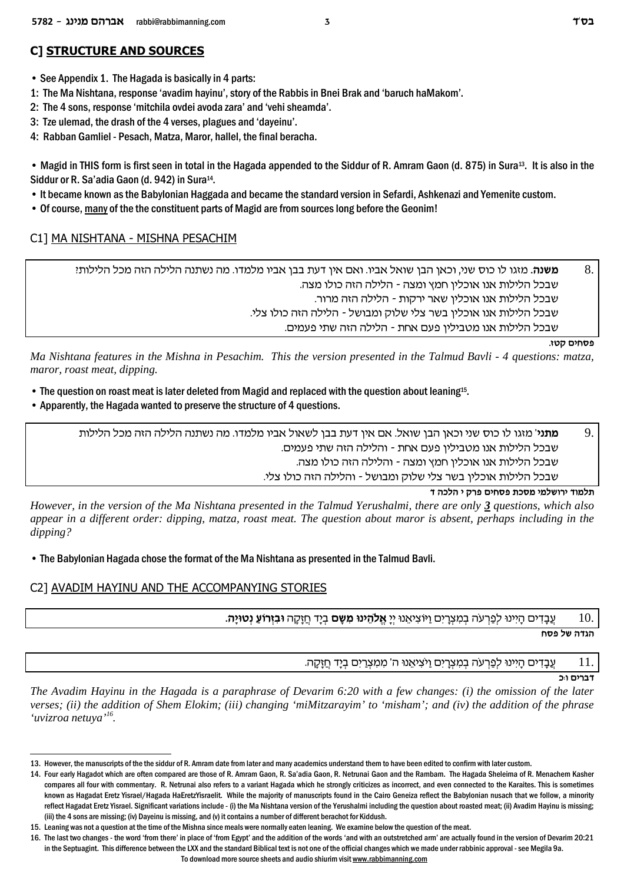## C] STRUCTURE AND SOURCES

- See Appendix 1. The Hagada is basically in 4 parts:
1: The Ma Nishtana, response 'avadim hayinu', story of the Rabbis in Bnei Brak and 'baruch haMakom'.
2: The 4 sons, response 'mitchila ovdei avoda zara' and 'vehi sheamda'.
3: Tze ulemad, the drash of the 4 verses, plagues and 'dayeinu'.
4: Rabban Gamliel - Pesach, Matza, Maror, hallel, the final beracha.

- Magid in THIS form is first seen in total in the Hagada appended to the Siddur of R. Amram Gaon (d. 875) in Sura[13]. It is also in the Siddur or R. Sa'adia Gaon (d. 942) in Sura[14].
- It became known as the Babylonian Haggada and became the standard version in Sefardi, Ashkenazi and Yemenite custom.
- Of course, many of the the constituent parts of Magid are from sources long before the Geonim!

### C1] MA NISHTANA - MISHNA PESACHIM

8. **משנה**. מזגו לו כוס שני, וכאן הבן שואל אביו. ואם אין דעת בבן אביו מלמדו. מה נשתנה הלילה הזה מכל הלילות?
שבכל הלילות אנו אוכלין חמץ ומצה - הלילה הזה כולו מצה.
שבכל הלילות אנו אוכלין שאר ירקות - הלילה הזה מרור.
שבכל הלילות אנו אוכלין בשר צלי שלוק ומבושל - הלילה הזה כולו צלי.
שבכל הלילות אנו מטבילין פעם אחת - הלילה הזה שתי פעמים.

**פסחים קטז.**

*Ma Nishtana features in the Mishna in Pesachim. This the version presented in the Talmud Bavli - 4 questions: matza, maror, roast meat, dipping.*

- The question on roast meat is later deleted from Magid and replaced with the question about leaning[15].
- Apparently, the Hagada wanted to preserve the structure of 4 questions.

9. **מתני'** מזגו לו כוס שני וכאן הבן שואל. אם אין דעת בבן לשאול אביו מלמדו. מה נשתנה הלילה הזה מכל הלילות
שבכל הלילות אנו מטבילין פעם אחת - והלילה הזה שתי פעמים.
שבכל הלילות אנו אוכלין חמץ ומצה - והלילה הזה כולו מצה.
שבכל הלילות אוכלין בשר צלי שלוק ומבושל - והלילה הזה כולו צלי.

**תלמוד ירושלמי מסכת פסחים פרק י הלכה ד**

*However, in the version of the Ma Nishtana presented in the Talmud Yerushalmi, there are only **3** questions, which also appear in a different order: dipping, matza, roast meat. The question about maror is absent, perhaps including in the dipping?*

- The Babylonian Hagada chose the format of the Ma Nishtana as presented in the Talmud Bavli.

### C2] AVADIM HAYINU AND THE ACCOMPANYING STORIES

10. עֲבָדִים הָיִינוּ לְפַרְעֹה בְּמִצְרָיִם וַיּוֹצִיאֵנוּ יְיָ **אֱלֹהֵינוּ מִשָּׁם** בְּיָד חֲזָקָה **וּבִזְרֹעַ נְטוּיָה**.

**הגדה של פסח**

11. עֲבָדִים הָיִינוּ לְפַרְעֹה בְּמִצְרָיִם וַיֹּצִיאֵנוּ ה' מִמִּצְרַיִם בְּיָד חֲזָקָה.

**דברים ו:כ**

*The Avadim Hayinu in the Hagada is a paraphrase of Devarim 6:20 with a few changes: (i) the omission of the later verses; (ii) the addition of Shem Elokim; (iii) changing 'miMitzarayim' to 'misham'; and (iv) the addition of the phrase 'uvizroa netuya'[16].*

---

13. However, the manuscripts of the the siddur of R. Amram date from later and many academics understand them to have been edited to confirm with later custom.
14. Four early Hagadot which are often compared are those of R. Amram Gaon, R. Sa'adia Gaon, R. Netrunai Gaon and the Rambam. The Hagada Sheleima of R. Menachem Kasher compares all four with commentary. R. Netrunai also refers to a variant Hagada which he strongly criticizes as incorrect, and even connected to the Karaites. This is sometimes known as Hagadat Eretz Yisrael/Hagada HaEretzYisraelit. While the majority of manuscripts found in the Cairo Geneiza reflect the Babylonian nusach that we follow, a minority reflect Hagadat Eretz Yisrael. Significant variations include - (i) the Ma Nishtana version of the Yerushalmi including the question about roasted meat; (ii) Avadim Hayinu is missing; (iii) the 4 sons are missing; (iv) Dayeinu is missing, and (v) it contains a number of different berachot for Kiddush.
15. Leaning was not a question at the time of the Mishna since meals were normally eaten leaning. We examine below the question of the meat.
16. The last two changes - the word 'from there' in place of 'from Egypt' and the addition of the words 'and with an outstretched arm' are actually found in the version of Devarim 20:21 in the Septuagint. This difference between the LXX and the standard Biblical text is not one of the official changes which we made under rabbinic approval - see Megila 9a.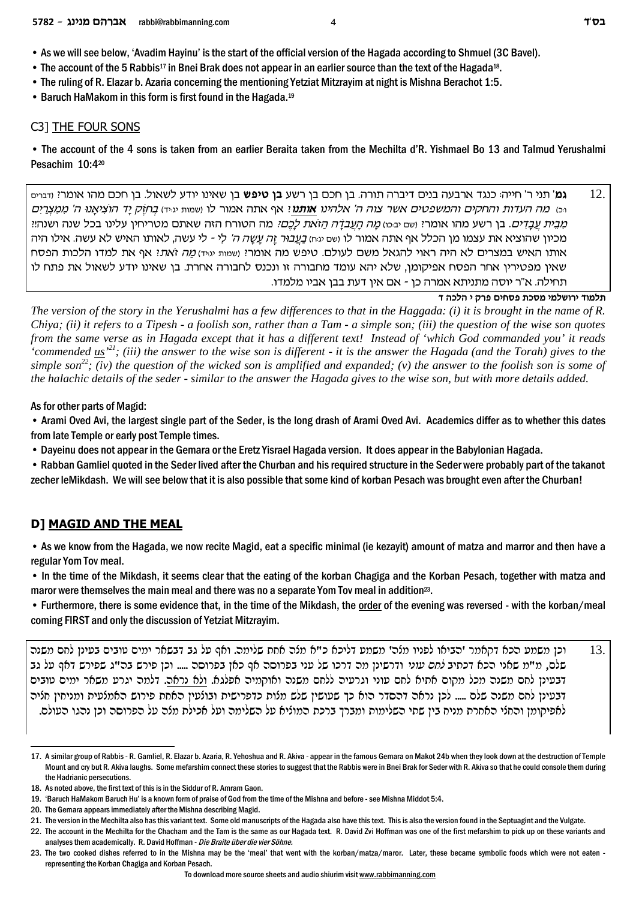- As we will see below, 'Avadim Hayinu' is the start of the official version of the Hagada according to Shmuel (3C Bavel).
- The account of the 5 Rabbis[17] in Bnei Brak does not appear in an earlier source than the text of the Hagada[18].
- The ruling of R. Elazar b. Azaria concerning the mentioning Yetziat Mitzrayim at night is Mishna Berachot 1:5.
- Baruch HaMakom in this form is first found in the Hagada.[19]

## C3] THE FOUR SONS

- The account of the 4 sons is taken from an earlier Beraita taken from the Mechilta d'R. Yishmael Bo 13 and Talmud Yerushalmi Pesachim 10:4[20]

12. **גמ'** תני ר' חייה: כנגד ארבעה בנים דיברה תורה. בן חכם בן רשע **בן טיפש** בן שאינו יודע לשאול. בן חכם מהו אומר? (דברים ו:כ) *מה העדות והחקים והמשפטים אשר צוה ה' אלהינו **אותנו**?* אף אתה אמור לו (שמות יג:יד) *בְּחֹזֶק יָד הוֹצִיאָנוּ ה' מִמִּצְרַיִם מִבֵּית עֲבָדִים*. בן רשע מהו אומר? (שם יב:כו) *מָה הָעֲבֹדָה הַזֹּאת לָכֶם?* מה הטורח הזה שאתם מטריחין עלינו בכל שנה ושנה?! מכיון שהוציא את עצמו מן הכלל אף אתה אמור לו (שם יג:ח) *בַּעֲבוּר זֶה עָשָׂה ה' לִי* - לי עשה, לאותו האיש לא עשה. אילו היה אותו האיש במצרים לא היה ראוי להגאל משם לעולם. טיפש מה אומר? (שמות יג:יד) *מַה זֹּאת?* אף את למדו הלכות הפסח שאין מפטירין אחר הפסח אפיקומן, שלא יהא עומד מחבורה זו ונכנס לחבורה אחרת. בן שאינו יודע לשאול את פתח לו תחילה. א"ר יוסה מתניתא אמרה כן - אם אין דעת בבן אביו מלמדו.

**תלמוד ירושלמי מסכת פסחים פרק י הלכה ד**

*The version of the story in the Yerushalmi has a few differences to that in the Haggada: (i) it is brought in the name of R. Chiya; (ii) it refers to a Tipesh - a foolish son, rather than a Tam - a simple son; (iii) the question of the wise son quotes from the same verse as in Hagada except that it has a different text! Instead of 'which God commanded you' it reads 'commanded us'[21]; (iii) the answer to the wise son is different - it is the answer the Hagada (and the Torah) gives to the simple son[22]; (iv) the question of the wicked son is amplified and expanded; (v) the answer to the foolish son is some of the halachic details of the seder - similar to the answer the Hagada gives to the wise son, but with more details added.*

As for other parts of Magid:

- Arami Oved Avi, the largest single part of the Seder, is the long drash of Arami Oved Avi. Academics differ as to whether this dates from late Temple or early post Temple times.
- Dayeinu does not appear in the Gemara or the Eretz Yisrael Hagada version. It does appear in the Babylonian Hagada.
- Rabban Gamliel quoted in the Seder lived after the Churban and his required structure in the Seder were probably part of the takanot zecher leMikdash. We will see below that it is also possible that some kind of korban Pesach was brought even after the Churban!

## D] MAGID AND THE MEAL

- As we know from the Hagada, we now recite Magid, eat a specific minimal (ie kezayit) amount of matza and marror and then have a regular Yom Tov meal.
- In the time of the Mikdash, it seems clear that the eating of the korban Chagiga and the Korban Pesach, together with matza and maror were themselves the main meal and there was no a separate Yom Tov meal in addition[23].
- Furthermore, there is some evidence that, in the time of the Mikdash, the order of the evening was reversed - with the korban/meal coming FIRST and only the discussion of Yetziat Mitzrayim.

13. וכן משמע הכא דקאמר 'הביאו לפניו מלה' משמע דליכא כ"א מלה אחת שלימה. ואף על גב דבשאר ימים טובים בעינן לחם משנה שלם, מ"מ שאני הכא דכתיב *לחם עוני* ודרשינן מה דרכו של עני בפרוסה אף כאן בפרוסה ..... וכן פירש בה"ג שפירש דאף על גב דבעינן לחם משנה מכל מקום אתיא לחם עוני וגרעיה ללחם משנה ואוקמיה אפלגא. ולא נראה. דלמה יגרע משאר ימים טובים דבעינן לחם משנה שלם ..... לכן נראה דהסדר הוא כך שעושין שלש מצות כדפירשית ובוצעין האחת פירוס האמצעית ומניחין חציה לאפיקומן והחצי האחרת מניח בין שתי השלימות ומברך ברכת המוציא על השלימה ועל אכילת מצה על הפרוסה וכן נהגו העולם.

---

17. A similar group of Rabbis - R. Gamliel, R. Elazar b. Azaria, R. Yehoshua and R. Akiva - appear in the famous Gemara on Makot 24b when they look down at the destruction of Temple Mount and cry but R. Akiva laughs. Some mefarshim connect these stories to suggest that the Rabbis were in Bnei Brak for Seder with R. Akiva so that he could console them during the Hadrianic persecutions.
18. As noted above, the first text of this is in the Siddur of R. Amram Gaon.
19. 'Baruch HaMakom Baruch Hu' is a known form of praise of God from the time of the Mishna and before - see Mishna Middot 5:4.
20. The Gemara appears immediately after the Mishna describing Magid.
21. The version in the Mechilta also has this variant text. Some old manuscripts of the Hagada also have this text. This is also the version found in the Septuagint and the Vulgate.
22. The account in the Mechilta for the Chacham and the Tam is the same as our Hagada text. R. David Zvi Hoffman was one of the first mefarshim to pick up on these variants and analyses them academically. R. David Hoffman - *Die Braite über die vier Söhne*.
23. The two cooked dishes referred to in the Mishna may be the 'meal' that went with the korban/matza/maror. Later, these became symbolic foods which were not eaten - representing the Korban Chagiga and Korban Pesach.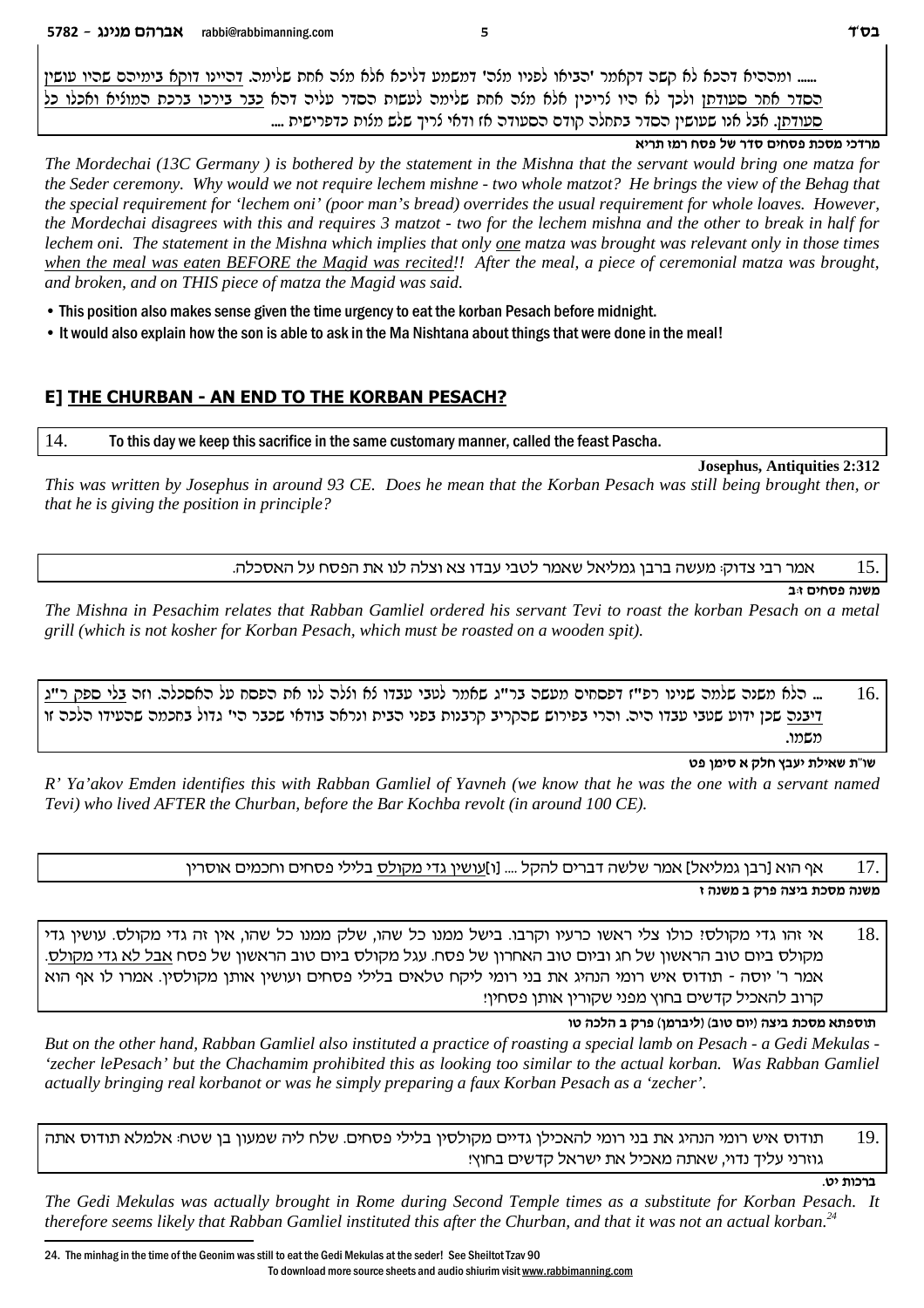...... ומההיא דהכא לא קשה דקאמר 'הביאו לפניו מצה' דמשמע דליכא אלא מצה אחת שלימה. דהיינו דוקא בימיהם שהיו עושין הסדר אחר סעודתן ולכך לא היו צריכין אלא מצה אחת שלימה לעשות הסדר עליה דהא כבר בירכו ברכת המוציא ואכלו כל סעודתן. אבל אנו שעושין הסדר בתחלה קודם הסעודה אז ודאי צריך שלש מצות כדפרישית ....

**מרדכי מסכת פסחים סדר של פסח רמז תריא**

*The Mordechai (13C Germany ) is bothered by the statement in the Mishna that the servant would bring one matza for the Seder ceremony. Why would we not require lechem mishne - two whole matzot? He brings the view of the Behag that the special requirement for 'lechem oni' (poor man's bread) overrides the usual requirement for whole loaves. However, the Mordechai disagrees with this and requires 3 matzot - two for the lechem mishna and the other to break in half for lechem oni. The statement in the Mishna which implies that only one matza was brought was relevant only in those times when the meal was eaten BEFORE the Magid was recited!! After the meal, a piece of ceremonial matza was brought, and broken, and on THIS piece of matza the Magid was said.*

- This position also makes sense given the time urgency to eat the korban Pesach before midnight.
- It would also explain how the son is able to ask in the Ma Nishtana about things that were done in the meal!

## E] THE CHURBAN - AN END TO THE KORBAN PESACH?

14. To this day we keep this sacrifice in the same customary manner, called the feast Pascha.

**Josephus, Antiquities 2:312**

*This was written by Josephus in around 93 CE. Does he mean that the Korban Pesach was still being brought then, or that he is giving the position in principle?*

15. אמר רבי צדוק: מעשה ברבן גמליאל שאמר לטבי עבדו צא וצלה לנו את הפסח על האסכלה.

**משנה פסחים ז:ב**

*The Mishna in Pesachim relates that Rabban Gamliel ordered his servant Tevi to roast the korban Pesach on a metal grill (which is not kosher for Korban Pesach, which must be roasted on a wooden spit).*

16. ... הלא משנה שלמה שנינו רפ"ז דפסחים מעשה בר"ג שאמר לטבי עבדו צא וצלה לנו את הפסח על האסכלה. וזה בלי ספק ר"ג דיבנה שכן ידוע שטבי עבדו היה. והרי בפירוש שהקריב קרבנות בפני הבית ונראה בודאי שכבר הי' גדול בחכמה שהעידו הלכה זו משמו.

**שו"ת שאילת יעבץ חלק א סימן פט**

*R' Ya'akov Emden identifies this with Rabban Gamliel of Yavneh (we know that he was the one with a servant named Tevi) who lived AFTER the Churban, before the Bar Kochba revolt (in around 100 CE).*

17. אף הוא [רבן גמליאל] אמר שלשה דברים להקל .... [ו]עושין גדי מקולס בלילי פסחים וחכמים אוסרין

**משנה מסכת ביצה פרק ב משנה ז**

18. אי זהו גדי מקולס? כולו צלי ראשו כרעיו וקרבו. בישל ממנו כל שהו, שלק ממנו כל שהו, אין זה גדי מקולס. עושין גדי מקולס ביום טוב הראשון של חג וביום טוב האחרון של פסח. עגל מקולס ביום טוב הראשון של פסח אבל לא גדי מקולס. אמר ר' יוסה - תודוס איש רומי הנהיג את בני רומי ליקח טלאים בלילי פסחים ועושין אותן מקולסין. אמרו לו אף הוא קרוב להאכיל קדשים בחוץ מפני שקורין אותן פסחין!

**תוספתא מסכת ביצה (ליברמן) (יום טוב) פרק ב הלכה טו**

*But on the other hand, Rabban Gamliel also instituted a practice of roasting a special lamb on Pesach - a Gedi Mekulas - 'zecher lePesach' but the Chachamim prohibited this as looking too similar to the actual korban. Was Rabban Gamliel actually bringing real korbanot or was he simply preparing a faux Korban Pesach as a 'zecher'.*

19. תודוס איש רומי הנהיג את בני רומי להאכילן גדיים מקולסין בלילי פסחים. שלח ליה שמעון בן שטח: אלמלא תודוס אתה גוזרני עליך נדוי, שאתה מאכיל את ישראל קדשים בחוץ!

**ברכות יט.**

*The Gedi Mekulas was actually brought in Rome during Second Temple times as a substitute for Korban Pesach. It therefore seems likely that Rabban Gamliel instituted this after the Churban, and that it was not an actual korban.*[24]

[24] The minhag in the time of the Geonim was still to eat the Gedi Mekulas at the seder! See Sheiltot Tzav 90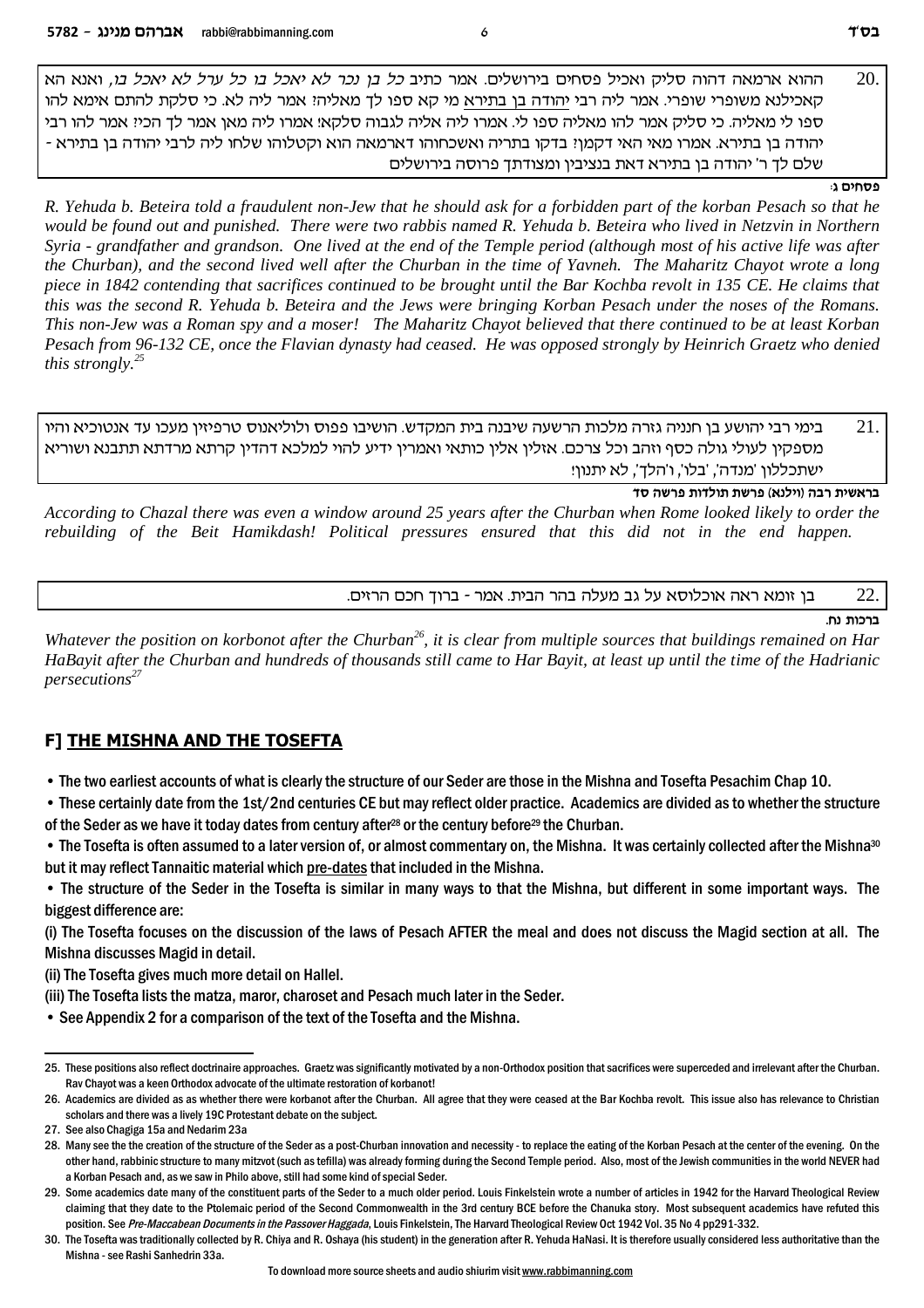20. ההוא ארמאה דהוה סליק ואכיל פסחים בירושלים. אמר כתיב *כל בן נכר לא יאכל בו כל ערל לא יאכל בו*, ואנא הא קאכילנא משופרי שופרי. אמר ליה רבי יהודה בן בתירא מי קא ספו לך מאליה? אמר ליה לא. כי סלקת להתם אימא להו ספו לי מאליה. כי סליק אמר להו מאליה ספו לי. אמרו ליה אליה לגבוה סלקא! אמרו ליה מאן אמר לך הכי? אמר להו רבי יהודה בן בתירא. אמרו מאי האי דקמן? בדקו בתריה ואשכחוהו דארמאה הוא וקטלוהו שלחו ליה לרבי יהודה בן בתירא - שלם לך ר' יהודה בן בתירא דאת בנציבין ומצודתך פרוסה בירושלים

**פסחים ג:**

*R. Yehuda b. Beteira told a fraudulent non-Jew that he should ask for a forbidden part of the korban Pesach so that he would be found out and punished. There were two rabbis named R. Yehuda b. Beteira who lived in Netzvin in Northern Syria - grandfather and grandson. One lived at the end of the Temple period (although most of his active life was after the Churban), and the second lived well after the Churban in the time of Yavneh. The Maharitz Chayot wrote a long piece in 1842 contending that sacrifices continued to be brought until the Bar Kochba revolt in 135 CE. He claims that this was the second R. Yehuda b. Beteira and the Jews were bringing Korban Pesach under the noses of the Romans. This non-Jew was a Roman spy and a moser! The Maharitz Chayot believed that there continued to be at least Korban Pesach from 96-132 CE, once the Flavian dynasty had ceased. He was opposed strongly by Heinrich Graetz who denied this strongly.*[25]

21. בימי רבי יהושע בן חנניה גזרה מלכות הרשעה שיבנה בית המקדש. הושיבו פפוס ולוליאנוס טרפיזין מעכו עד אנטוכיא והיו מספקין לעולי גולה כסף וזהב וכל צרכם. אזלין אלין כותאי ואמרין ידיע להוי למלכא דהדין קרתא מרדתא תתבנא ושוריא ישתכללון 'מנדה', 'בלו', ו'הלך', לא יתנון!

**בראשית רבה (וילנא) פרשת תולדות פרשה סד**

*According to Chazal there was even a window around 25 years after the Churban when Rome looked likely to order the rebuilding of the Beit Hamikdash! Political pressures ensured that this did not in the end happen.*

22. בן זומא ראה אוכלוסא על גב מעלה בהר הבית. אמר - ברוך חכם הרזים.

**ברכות נח.**

*Whatever the position on korbonot after the Churban*[26]*, it is clear from multiple sources that buildings remained on Har HaBayit after the Churban and hundreds of thousands still came to Har Bayit, at least up until the time of the Hadrianic persecutions*[27]

## F] THE MISHNA AND THE TOSEFTA

- The two earliest accounts of what is clearly the structure of our Seder are those in the Mishna and Tosefta Pesachim Chap 10.
- These certainly date from the 1st/2nd centuries CE but may reflect older practice. Academics are divided as to whether the structure of the Seder as we have it today dates from century after[28] or the century before[29] the Churban.
- The Tosefta is often assumed to a later version of, or almost commentary on, the Mishna. It was certainly collected after the Mishna[30] but it may reflect Tannaitic material which pre-dates that included in the Mishna.
- The structure of the Seder in the Tosefta is similar in many ways to that the Mishna, but different in some important ways. The biggest difference are:

(i) The Tosefta focuses on the discussion of the laws of Pesach AFTER the meal and does not discuss the Magid section at all. The Mishna discusses Magid in detail.

(ii) The Tosefta gives much more detail on Hallel.

(iii) The Tosefta lists the matza, maror, charoset and Pesach much later in the Seder.

- See Appendix 2 for a comparison of the text of the Tosefta and the Mishna.

---

25. These positions also reflect doctrinaire approaches. Graetz was significantly motivated by a non-Orthodox position that sacrifices were superceded and irrelevant after the Churban. Rav Chayot was a keen Orthodox advocate of the ultimate restoration of korbanot!

26. Academics are divided as as whether there were korbanot after the Churban. All agree that they were ceased at the Bar Kochba revolt. This issue also has relevance to Christian scholars and there was a lively 19C Protestant debate on the subject.

27. See also Chagiga 15a and Nedarim 23a

28. Many see the the creation of the structure of the Seder as a post-Churban innovation and necessity - to replace the eating of the Korban Pesach at the center of the evening. On the other hand, rabbinic structure to many mitzvot (such as tefilla) was already forming during the Second Temple period. Also, most of the Jewish communities in the world NEVER had a Korban Pesach and, as we saw in Philo above, still had some kind of special Seder.

29. Some academics date many of the constituent parts of the Seder to a much older period. Louis Finkelstein wrote a number of articles in 1942 for the Harvard Theological Review claiming that they date to the Ptolemaic period of the Second Commonwealth in the 3rd century BCE before the Chanuka story. Most subsequent academics have refuted this position. See *Pre-Maccabean Documents in the Passover Haggada*, Louis Finkelstein, The Harvard Theological Review Oct 1942 Vol. 35 No 4 pp291-332.

30. The Tosefta was traditionally collected by R. Chiya and R. Oshaya (his student) in the generation after R. Yehuda HaNasi. It is therefore usually considered less authoritative than the Mishna - see Rashi Sanhedrin 33a.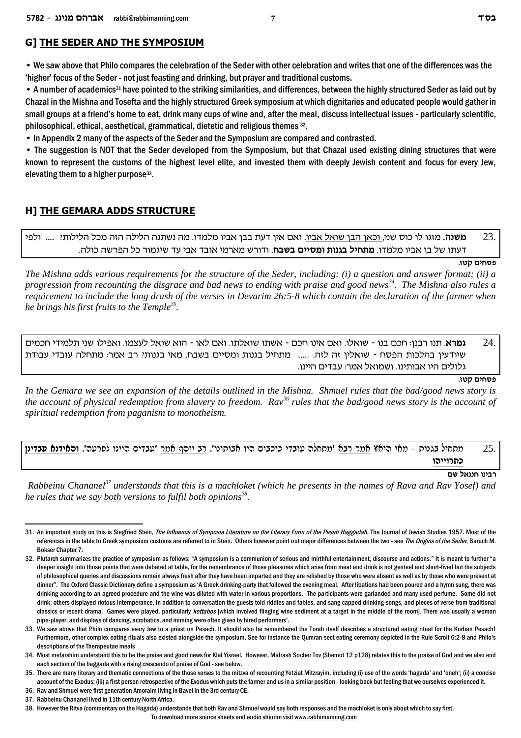## G] THE SEDER AND THE SYMPOSIUM

- We saw above that Philo compares the celebration of the Seder with other celebration and writes that one of the differences was the 'higher' focus of the Seder - not just feasting and drinking, but prayer and traditional customs.
- A number of academics[31] have pointed to the striking similarities, and differences, between the highly structured Seder as laid out by Chazal in the Mishna and Tosefta and the highly structured Greek symposium at which dignitaries and educated people would gather in small groups at a friend's home to eat, drink many cups of wine and, after the meal, discuss intellectual issues - particularly scientific, philosophical, ethical, aesthetical, grammatical, dietetic and religious themes [32].
- In Appendix 2 many of the aspects of the Seder and the Symposium are compared and contrasted.
- The suggestion is NOT that the Seder developed from the Symposium, but that Chazal used existing dining structures that were known to represent the customs of the highest level elite, and invested them with deeply Jewish content and focus for every Jew, elevating them to a higher purpose[33].

## H] THE GEMARA ADDS STRUCTURE

23. **משנה**. מזגו לו כוס שני, וכאן הבן שואל אביו. ואם אין דעת בבן אביו מלמדו. מה נשתנה הלילה הזה מכל הלילות! ..... ולפי דעתו של בן אביו מלמדו. **מתחיל בגנות ומסיים בשבח**. ודורש מארמי אובד אבי עד שיגמור כל הפרשה כולה.

**פסחים קטז.**

*The Mishna adds various requirements for the structure of the Seder, including: (i) a question and answer format; (ii) a progression from recounting the disgrace and bad news to ending with praise and good news[34]. The Mishna also rules a requirement to include the long drash of the verses in Devarim 26:5-8 which contain the declaration of the farmer when he brings his first fruits to the Temple[35].*

24. **גמרא**. תנו רבנן: חכם בנו - שואלו. ואם אינו חכם - אשתו שואלתו. ואם לאו - הוא שואל לעצמו. ואפילו שני תלמידי חכמים שיודעין בהלכות הפסח - שואלין זה לזה. ....... מתחיל בגנות ומסיים בשבח. מאי בגנות? רב אמר: מתחלה עובדי עבודת גלולים היו אבותינו. ושמואל אמר: עבדים היינו.

**פסחים קטז.**

*In the Gemara we see an expansion of the details outlined in the Mishna. Shmuel rules that the bad/good news story is the account of physical redemption from slavery to freedom. Rav[36] rules that the bad/good news story is the account of spiritual redemption from paganism to monotheism.*

25. מתחיל בגנות - מאי היא? אמר רבא 'מתחלה עובדי כוכבים היו אבותינו'. רב יוסף אמר 'עבדים היינו לפרעה'. **והאידנא עבדינן כתרוייהו**

**רבינו חננאל שם**

*Rabbeinu Chananel[37] understands that this is a machloket (which he presents in the names of Rava and Rav Yosef) and he rules that we say both versions to fulfil both opinions[38].*

---

31. An important study on this is Siegfried Stein, *The Influence of Symposia Literature on the Literary Form of the Pesah Haggadah*, The Journal of Jewish Studies 1957. Most of the references in the table to Greek symposium customs are referred to in Stein. Others however point out major differences between the two - see *The Origins of the Seder*, Baruch M. Bokser Chapter 7.

32. Plutarch summarizes the practice of symposium as follows: "A symposium is a communion of serious and mirthful entertainment, discourse and actions." It is meant to further "a deeper insight into those points that were debated at table, for the remembrance of those pleasures which arise from meat and drink is not genteel and short-lived but the subjects of philosophical queries and discussions remain always fresh after they have been imparted and they are relished by those who were absent as well as by those who were present at dinner". The Oxford Classic Dictionary define a symposium as 'A Greek drinking-party that followed the evening meal. After libations had been poured and a hymn sung, there was drinking according to an agreed procedure and the wine was diluted with water in various proportions. The participants were garlanded and many used perfume. Some did not drink; others displayed riotous intemperance. In addition to conversation the guests told riddles and fables, and sang capped drinking-songs, and pieces of verse from traditional classics or recent drama. Games were played, particularly *kottabos* [which involved flinging wine sediment at a target in the middle of the room]. There was usually a woman pipe-player, and displays of dancing, acrobatics, and miming were often given by hired performers'.

33. We saw above that Philo compares every Jew to a priest on Pesach. It should also be remembered the Torah itself describes a structured eating ritual for the Korban Pesach! Furthermore, other complex eating rituals also existed alongside the symposium. See for instance the Qumran sect eating ceremony depicted in the Rule Scroll 6:2-8 and Philo's descriptions of the Therapeutae meals

34. Most mefarshim understand this to be the praise and good news for Klal Yisrael. However, Midrash Socher Tov (Shemot 12 p128) relates this to the praise of God and we also end each section of the haggada with a rising crescendo of praise of God - see below.

35. There are many literary and thematic connections of the those verses to the mitzva of recounting Yetziat Mitzrayim, including (i) use of the words 'hagada' and 'oneh'; (ii) a concise account of the Exodus; (iii) a first person retrospective of the Exodus which puts the farmer and us in a similar position - looking back but feeling that we ourselves experienced it.

36. Rav and Shmuel were first generation Amoraim living in Bavel in the 3rd century CE.

37. Rabbeinu Chananel lived in 11th century North Africa.

38. However the Ritva (commentary on the Hagada) understands that both Rav and Shmuel would say both responses and the machloket is only about which to say first.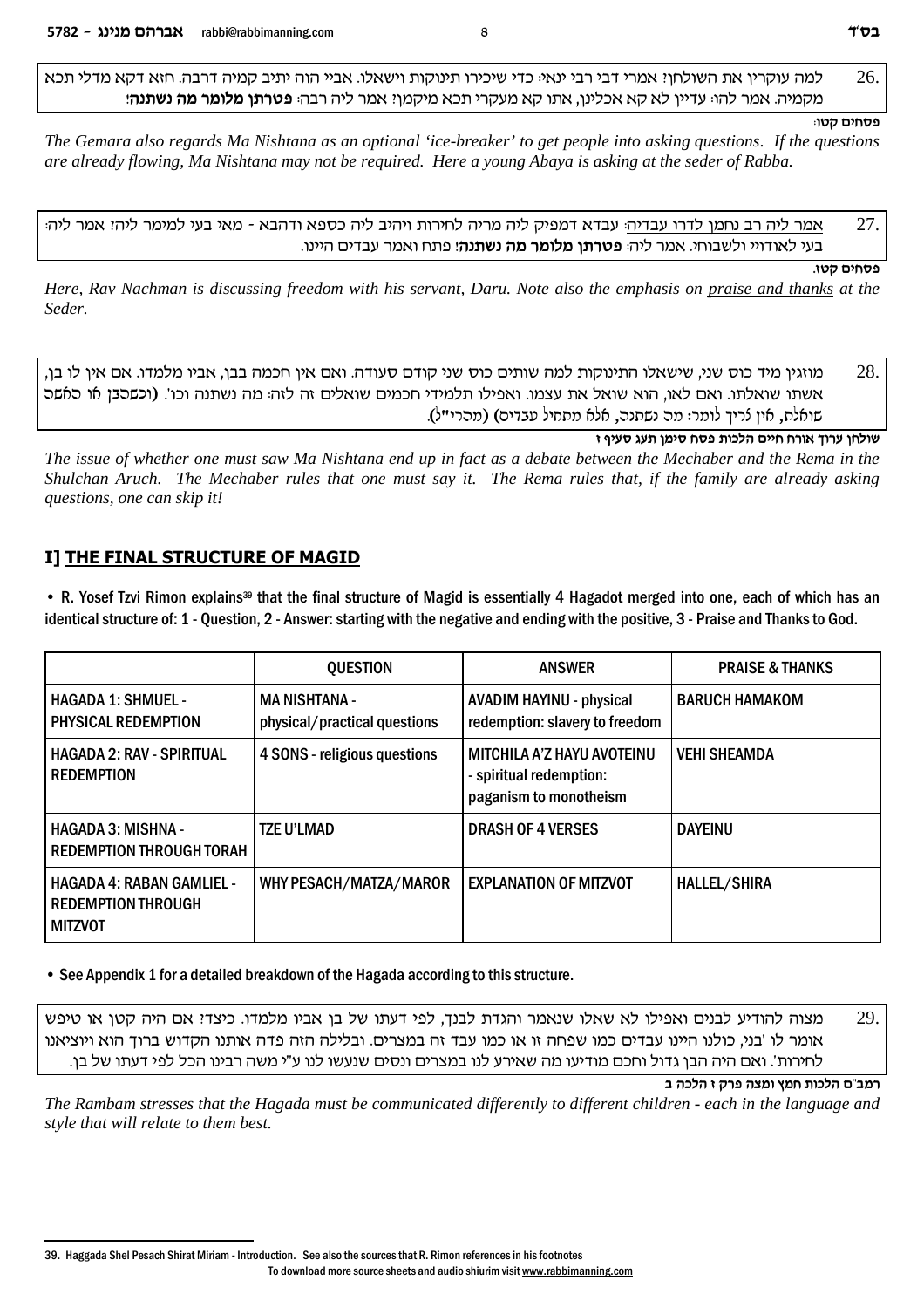26. למה עוקרין את השולחן? אמרי דבי רבי ינאי: כדי שיכירו תינוקות וישאלו. אביי הוה יתיב קמיה דרבה. חזא דקא מדלי תכא מקמיה. אמר להו: עדיין לא קא אכלינן, אתו קא מעקרי תכא מיקמן? אמר ליה רבה: **פטרתן מלומר מה נשתנה!**

**פסחים קטו:**

*The Gemara also regards Ma Nishtana as an optional 'ice-breaker' to get people into asking questions. If the questions are already flowing, Ma Nishtana may not be required. Here a young Abaya is asking at the seder of Rabba.*

27. <u>אמר ליה רב נחמן לדרו עבדיה</u>: עבדא דמפיק ליה מריה לחירות ויהיב ליה כספא ודהבא - מאי בעי למימר ליה? אמר ליה: בעי לאודויי ולשבוחי. אמר ליה: **פטרתן מלומר מה נשתנה!** פתח ואמר עבדים היינו.

**פסחים קטז.**

*Here, Rav Nachman is discussing freedom with his servant, Daru. Note also the emphasis on <u>praise and thanks</u> at the Seder.*

28. מוזגין מיד כוס שני, שישאלו התינוקות למה שותים כוס שני קודם סעודה. ואם אין חכמה בבן, אביו מלמדו. אם אין לו בן, אשתו שואלתו. ואם לאו, הוא שואל את עצמו. ואפילו תלמידי חכמים שואלים זה לזה: מה נשתנה וכו'. **(וכשהבן או האשה שואלת, אין צריך לומר: מה נשתנה, אלא מתחיל עבדים)** (מהרי"ל).

**שולחן ערוך אורח חיים הלכות פסח סימן תעג סעיף ז**

*The issue of whether one must saw Ma Nishtana end up in fact as a debate between the Mechaber and the Rema in the Shulchan Aruch. The Mechaber rules that one must say it. The Rema rules that, if the family are already asking questions, one can skip it!*

## I] THE FINAL STRUCTURE OF MAGID

• R. Yosef Tzvi Rimon explains[39] that the final structure of Magid is essentially 4 Hagadot merged into one, each of which has an identical structure of: 1 - Question, 2 - Answer: starting with the negative and ending with the positive, 3 - Praise and Thanks to God.

| | QUESTION | ANSWER | PRAISE & THANKS |
|---|---|---|---|
| HAGADA 1: SHMUEL - PHYSICAL REDEMPTION | MA NISHTANA - physical/practical questions | AVADIM HAYINU - physical redemption: slavery to freedom | BARUCH HAMAKOM |
| HAGADA 2: RAV - SPIRITUAL REDEMPTION | 4 SONS - religious questions | MITCHILA A'Z HAYU AVOTEINU - spiritual redemption: paganism to monotheism | VEHI SHEAMDA |
| HAGADA 3: MISHNA - REDEMPTION THROUGH TORAH | TZE U'LMAD | DRASH OF 4 VERSES | DAYEINU |
| HAGADA 4: RABAN GAMLIEL - REDEMPTION THROUGH MITZVOT | WHY PESACH/MATZA/MAROR | EXPLANATION OF MITZVOT | HALLEL/SHIRA |

• See Appendix 1 for a detailed breakdown of the Hagada according to this structure.

29. מצוה להודיע לבנים ואפילו לא שאלו שנאמר והגדת לבנך, לפי דעתו של בן אביו מלמדו. כיצד? אם היה קטן או טיפש אומר לו 'בני, כולנו היינו עבדים כמו שפחה זו או כמו עבד זה במצרים. ובלילה הזה פדה אותנו הקדוש ברוך הוא ויוציאנו לחירות'. ואם היה הבן גדול וחכם מודיעו מה שאירע לנו במצרים ונסים שנעשו לנו ע"י משה רבינו הכל לפי דעתו של בן.

**רמב"ם הלכות חמץ ומצה פרק ז הלכה ב**

*The Rambam stresses that the Hagada must be communicated differently to different children - each in the language and style that will relate to them best.*

---

39. Haggada Shel Pesach Shirat Miriam - Introduction. See also the sources that R. Rimon references in his footnotes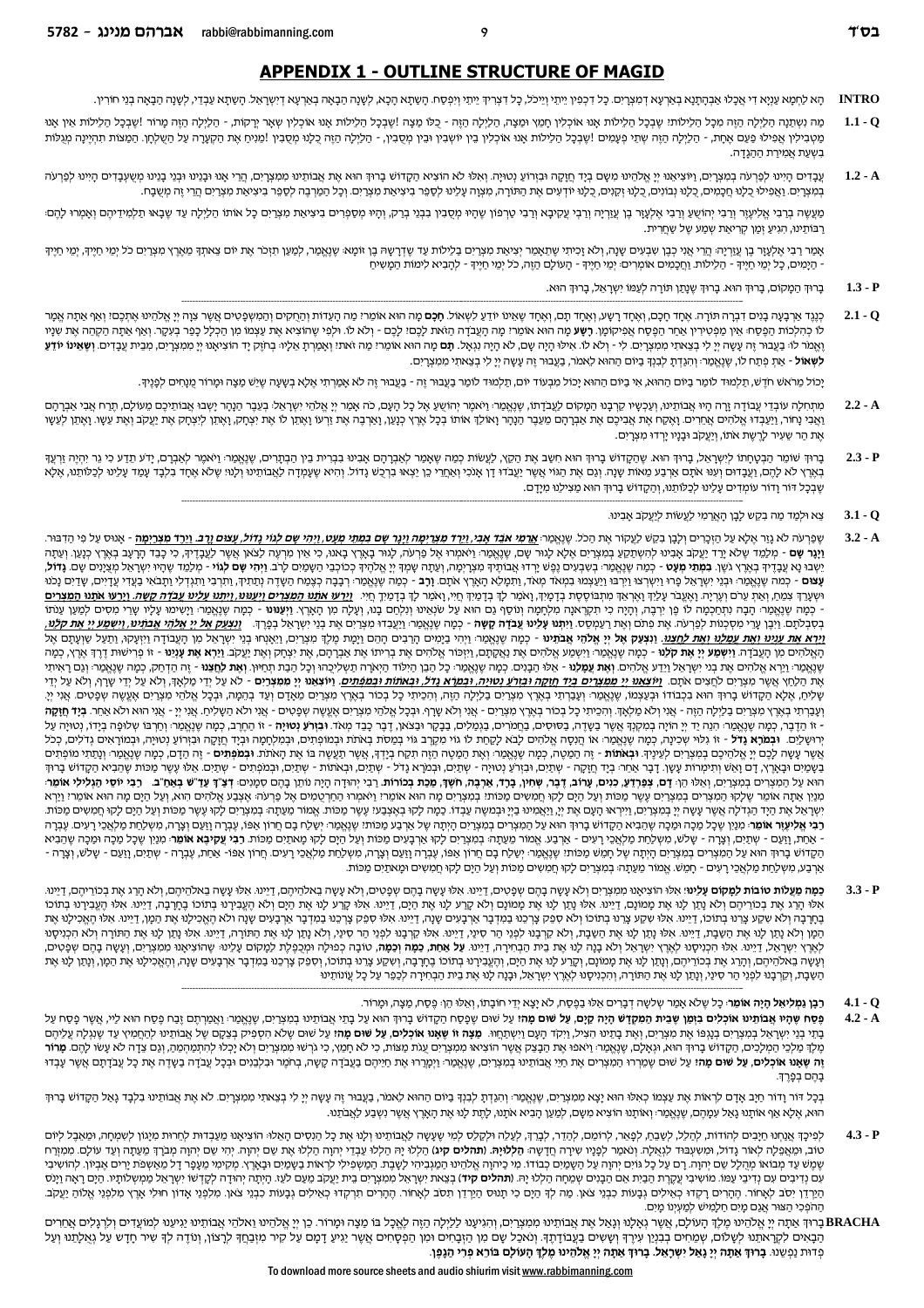# APPENDIX 1 - OUTLINE STRUCTURE OF MAGID

**INTRO** הָא לַחְמָא עַנְיָא דִּי אֲכָלוּ אַבְהָתָנָא בְּאַרְעָא דְמִצְרָיִם. כָּל דִּכְפִין יֵיתֵי וְיֵיכֹל, כָּל דִּצְרִיךְ יֵיתֵי וְיִפְסַח. הָשַּׁתָּא הָכָא, לְשָׁנָה הַבָּאָה בְּאַרְעָא דְיִשְׂרָאֵל. הָשַּׁתָּא עַבְדֵי, לְשָׁנָה הַבָּאָה בְּנֵי חוֹרִין.

**1.1 - Q** מַה נִּשְׁתַּנָּה הַלַּיְלָה הַזֶּה מִכָּל הַלֵּילוֹת? שֶׁבְּכָל הַלֵּילוֹת אָנוּ אוֹכְלִין חָמֵץ וּמַצָּה, הַלַּיְלָה הַזֶּה - כֻּלּוֹ מַצָּה? שֶׁבְּכָל הַלֵּילוֹת אָנוּ אוֹכְלִין שְׁאָר יְרָקוֹת, - הַלַּיְלָה הַזֶּה מָרוֹר? שֶׁבְּכָל הַלֵּילוֹת אֵין אָנוּ מַטְבִּילִין אֲפִילוּ פַּעַם אֶחָת, - הַלַּיְלָה הַזֶּה שְׁתֵּי פְעָמִים? שֶׁבְּכָל הַלֵּילוֹת אָנוּ אוֹכְלִין בֵּין יוֹשְׁבִין וּבֵין מְסֻבִּין, - הַלַּיְלָה הַזֶּה כֻּלָּנוּ מְסֻבִּין? [מניח את הקערה על השלחן. המצות תהיינה מגלות בשעת אמירת ההגדה.

**1.2 - A** עֲבָדִים הָיִינוּ לְפַרְעֹה בְּמִצְרָיִם, וַיּוֹצִיאֵנוּ יְיָ אֱלֹהֵינוּ מִשָּׁם בְּיָד חֲזָקָה וּבִזְרֹעַ נְטוּיָה. וְאִלּוּ לֹא הוֹצִיא הַקָּדוֹשׁ בָּרוּךְ הוּא אֶת אֲבוֹתֵינוּ מִמִּצְרַיִם, הֲרֵי אָנוּ וּבָנֵינוּ וּבְנֵי בָנֵינוּ מְשֻׁעְבָּדִים הָיִינוּ לְפַרְעֹה בְּמִצְרָיִם. וַאֲפִילוּ כֻּלָּנוּ חֲכָמִים, כֻּלָּנוּ נְבוֹנִים, כֻּלָּנוּ זְקֵנִים, כֻּלָּנוּ יוֹדְעִים אֶת הַתּוֹרָה, מִצְוָה עָלֵינוּ לְסַפֵּר בִּיצִיאַת מִצְרָיִם. וְכָל הַמַּרְבֶּה לְסַפֵּר בִּיצִיאַת מִצְרַיִם הֲרֵי זֶה מְשֻׁבָּח.

מַעֲשֶׂה בְּרַבִּי אֱלִיעֶזֶר וְרַבִּי יְהוֹשֻׁעַ וְרַבִּי אֶלְעָזָר בֶּן עֲזַרְיָה וְרַבִּי עֲקִיבָא וְרַבִּי טַרְפוֹן שֶׁהָיוּ מְסֻבִּין בִּבְנֵי בְרַק, וְהָיוּ מְסַפְּרִים בִּיצִיאַת מִצְרַיִם כָּל אוֹתוֹ הַלַּיְלָה עַד שֶׁבָּאוּ תַלְמִידֵיהֶם וְאָמְרוּ לָהֶם: רַבּוֹתֵינוּ, הִגִּיעַ זְמַן קְרִיאַת שְׁמַע שֶׁל שַׁחֲרִית.

אָמַר רַבִּי אֶלְעָזָר בֶּן עֲזַרְיָה: הֲרֵי אֲנִי כְּבֶן שִׁבְעִים שָׁנָה, וְלֹא זָכִיתִי שֶׁתֵּאָמֵר יְצִיאַת מִצְרַיִם בַּלֵּילוֹת עַד שֶׁדְּרָשָׁהּ בֶּן זוֹמָא: שֶׁנֶּאֱמַר, לְמַעַן תִּזְכֹּר אֶת יוֹם צֵאתְךָ מֵאֶרֶץ מִצְרַיִם כֹּל יְמֵי חַיֶּיךָ. יְמֵי חַיֶּיךָ - הַיָּמִים, כֹּל יְמֵי חַיֶּיךָ - הַלֵּילוֹת. וַחֲכָמִים אוֹמְרִים: יְמֵי חַיֶּיךָ - הָעוֹלָם הַזֶּה, כֹּל יְמֵי חַיֶּיךָ - לְהָבִיא לִימוֹת הַמָּשִׁיחַ.

**1.3 - P** בָּרוּךְ הַמָּקוֹם, בָּרוּךְ הוּא. בָּרוּךְ שֶׁנָּתַן תּוֹרָה לְעַמּוֹ יִשְׂרָאֵל, בָּרוּךְ הוּא.

**2.1 - Q** כְּנֶגֶד אַרְבָּעָה בָנִים דִּבְּרָה תוֹרָה. אֶחָד חָכָם, וְאֶחָד רָשָׁע, וְאֶחָד תָּם, וְאֶחָד שֶׁאֵינוֹ יוֹדֵעַ לִשְׁאוֹל. **חָכָם** מָה הוּא אוֹמֵר? מָה הָעֵדוֹת וְהַחֻקִּים וְהַמִּשְׁפָּטִים אֲשֶׁר צִוָּה יְיָ אֱלֹהֵינוּ אֶתְכֶם? וְאַף אַתָּה אֱמָר לוֹ כְּהִלְכוֹת הַפֶּסַח: אֵין מַפְטִירִין אַחַר הַפֶּסַח אֲפִיקוֹמָן. **רָשָׁע** מָה הוּא אוֹמֵר? מָה הָעֲבוֹדָה הַזֹּאת לָכֶם? לָכֶם - וְלֹא לוֹ. וּלְפִי שֶׁהוֹצִיא אֶת עַצְמוֹ מִן הַכְּלָל כָּפַר בְּעִקָּר. וְאַף אַתָּה הַקְהֵה אֶת שִׁנָּיו וֶאֱמֹר לוֹ: בַּעֲבוּר זֶה עָשָׂה יְיָ לִי בְּצֵאתִי מִמִּצְרָיִם. לִי - וְלֹא לוֹ. אִילּוּ הָיָה שָׁם, לֹא הָיָה נִגְאָל. **תָּם** מָה הוּא אוֹמֵר? מַה זֹּאת? וְאָמַרְתָּ אֵלָיו: בְּחֹזֶק יָד הוֹצִיאָנוּ יְיָ מִמִּצְרַיִם, מִבֵּית עֲבָדִים. **וְשֶׁאֵינוֹ יוֹדֵעַ לִשְׁאוֹל** - אַתְּ פְּתַח לוֹ, שֶׁנֶּאֱמַר: וְהִגַּדְתָּ לְבִנְךָ בַּיּוֹם הַהוּא לֵאמֹר, בַּעֲבוּר זֶה עָשָׂה יְיָ לִי בְּצֵאתִי מִמִּצְרָיִם.

יָכוֹל מֵרֹאשׁ חֹדֶשׁ, תַּלְמוּד לוֹמַר בַּיּוֹם הַהוּא. אִי בַּיּוֹם הַהוּא יָכוֹל מִבְּעוֹד יוֹם, תַּלְמוּד לוֹמַר בַּעֲבוּר זֶה - בַּעֲבוּר זֶה לֹא אָמַרְתִּי אֶלָּא בְּשָׁעָה שֶׁיֵּשׁ מַצָּה וּמָרוֹר מֻנָּחִים לְפָנֶיךָ.

**2.2 - A** מִתְּחִלָּה עוֹבְדֵי עֲבוֹדָה זָרָה הָיוּ אֲבוֹתֵינוּ, וְעַכְשָׁיו קֵרְבָנוּ הַמָּקוֹם לַעֲבֹדָתוֹ, שֶׁנֶּאֱמַר: וַיֹּאמֶר יְהוֹשֻׁעַ אֶל כָּל הָעָם, כֹּה אָמַר יְיָ אֱלֹהֵי יִשְׂרָאֵל: בְּעֵבֶר הַנָּהָר יָשְׁבוּ אֲבוֹתֵיכֶם מֵעוֹלָם, תֶּרַח אֲבִי אַבְרָהָם וַאֲבִי נָחוֹר, וַיַּעַבְדוּ אֱלֹהִים אֲחֵרִים. וָאֶקַּח אֶת אֲבִיכֶם אֶת אַבְרָהָם מֵעֵבֶר הַנָּהָר וָאוֹלֵךְ אוֹתוֹ בְּכָל אֶרֶץ כְּנָעַן, וָאַרְבֶּה אֶת זַרְעוֹ וָאֶתֵּן לוֹ אֶת יִצְחָק, וָאֶתֵּן לְיִצְחָק אֶת יַעֲקֹב וְאֶת עֵשָׂו. וָאֶתֵּן לְעֵשָׂו אֶת הַר שֵׂעִיר לָרֶשֶׁת אוֹתוֹ, וְיַעֲקֹב וּבָנָיו יָרְדוּ מִצְרָיִם.

**2.3 - P** בָּרוּךְ שׁוֹמֵר הַבְטָחָתוֹ לְיִשְׂרָאֵל, בָּרוּךְ הוּא. שֶׁהַקָּדוֹשׁ בָּרוּךְ הוּא חִשַּׁב אֶת הַקֵּץ, לַעֲשׂוֹת כְּמוֹ שֶׁאָמַר לְאַבְרָהָם אָבִינוּ בִּבְרִית בֵּין הַבְּתָרִים, שֶׁנֶּאֱמַר: וַיֹּאמֶר לְאַבְרָם, יָדֹעַ תֵּדַע כִּי גֵר יִהְיֶה זַרְעֲךָ בְּאֶרֶץ לֹא לָהֶם, וַעֲבָדוּם וְעִנּוּ אֹתָם אַרְבַּע מֵאוֹת שָׁנָה. וְגַם אֶת הַגּוֹי אֲשֶׁר יַעֲבֹדוּ דָּן אָנֹכִי וְאַחֲרֵי כֵן יֵצְאוּ בִּרְכֻשׁ גָּדוֹל. וְהִיא שֶׁעָמְדָה לַאֲבוֹתֵינוּ וְלָנוּ: שֶׁלֹּא אֶחָד בִּלְבָד עָמַד עָלֵינוּ לְכַלּוֹתֵנוּ, אֶלָּא שֶׁבְּכָל דּוֹר וָדוֹר עוֹמְדִים עָלֵינוּ לְכַלּוֹתֵנוּ, וְהַקָּדוֹשׁ בָּרוּךְ הוּא מַצִּילֵנוּ מִיָּדָם.

**3.1 - Q** צֵא וּלְמַד מַה בִּקֵּשׁ לָבָן הָאֲרַמִּי לַעֲשׂוֹת לְיַעֲקֹב אָבִינוּ.

**3.2 - A** שֶׁפַּרְעֹה לֹא גָזַר אֶלָּא עַל הַזְּכָרִים וְלָבָן בִּקֵּשׁ לַעֲקוֹר אֶת הַכֹּל. שֶׁנֶּאֱמַר: ***אֲרַמִּי אֹבֵד אָבִי, וַיֵּרֶד מִצְרַיְמָה וַיָּגָר שָׁם בִּמְתֵי מְעָט, וַיְהִי שָׁם לְגוֹי גָּדוֹל, עָצוּם וָרָב. וַיֵּרֶד מִצְרַיְמָה*** - אָנוּס עַל פִּי הַדִּבּוּר. **וַיָּגָר שָׁם** - מְלַמֵּד שֶׁלֹּא יָרַד יַעֲקֹב אָבִינוּ לְהִשְׁתַּקֵּעַ בְּמִצְרַיִם אֶלָּא לָגוּר שָׁם, שֶׁנֶּאֱמַר: וַיֹּאמְרוּ אֶל פַּרְעֹה, לָגוּר בָּאָרֶץ בָּאנוּ, כִּי אֵין מִרְעֶה לַצֹּאן אֲשֶׁר לַעֲבָדֶיךָ, כִּי כָבֵד הָרָעָב בְּאֶרֶץ כְּנָעַן. וְעַתָּה יֵשְׁבוּ נָא עֲבָדֶיךָ בְּאֶרֶץ גֹּשֶׁן. **בִּמְתֵי מְעָט** - כְּמָה שֶׁנֶּאֱמַר: בְּשִׁבְעִים נֶפֶשׁ יָרְדוּ אֲבוֹתֶיךָ מִצְרָיְמָה, וְעַתָּה שָׂמְךָ יְיָ אֱלֹהֶיךָ כְּכוֹכְבֵי הַשָּׁמַיִם לָרֹב. **וַיְהִי שָׁם לְגוֹי** - מְלַמֵּד שֶׁהָיוּ יִשְׂרָאֵל מְצֻיָּנִים שָׁם. **גָּדוֹל, עָצוּם** - כְּמָה שֶׁנֶּאֱמַר: וּבְנֵי יִשְׂרָאֵל פָּרוּ וַיִּשְׁרְצוּ וַיִּרְבּוּ וַיַּעַצְמוּ בִּמְאֹד מְאֹד, וַתִּמָּלֵא הָאָרֶץ אֹתָם. **וָרָב** - כְּמָה שֶׁנֶּאֱמַר: רְבָבָה כְּצֶמַח הַשָּׂדֶה נְתַתִּיךְ, וַתִּרְבִּי וַתִּגְדְּלִי וַתָּבֹאִי בַּעֲדִי עֲדָיִים, שָׁדַיִם נָכֹנוּ וּשְׂעָרֵךְ צִמֵּחַ, וְאַתְּ עֵרֹם וְעֶרְיָה. וָאֶעֱבֹר עָלַיִךְ וָאֶרְאֵךְ מִתְבּוֹסֶסֶת בְּדָמָיִךְ, וָאֹמַר לָךְ בְּדָמַיִךְ חֲיִי, וָאֹמַר לָךְ בְּדָמַיִךְ חֲיִי. ***וַיָּרֵעוּ אֹתָנוּ הַמִּצְרִים וַיְעַנּוּנוּ, וַיִּתְּנוּ עָלֵינוּ עֲבֹדָה קָשָׁה. וַיָּרֵעוּ אֹתָנוּ הַמִּצְרִים*** - כְּמָה שֶׁנֶּאֱמַר: הָבָה נִתְחַכְּמָה לוֹ פֶּן יִרְבֶּה, וְהָיָה כִּי תִקְרֶאנָה מִלְחָמָה וְנוֹסַף גַּם הוּא עַל שֹׂנְאֵינוּ וְנִלְחַם בָּנוּ, וְעָלָה מִן הָאָרֶץ. **וַיְעַנּוּנוּ** - כְּמָה שֶׁנֶּאֱמַר: וַיָּשִׂימוּ עָלָיו שָׂרֵי מִסִּים לְמַעַן עַנֹּתוֹ בְּסִבְלֹתָם. וַיִּבֶן עָרֵי מִסְכְּנוֹת לְפַרְעֹה. אֶת פִּתֹם וְאֶת רַעַמְסֵס. **וַיִּתְּנוּ עָלֵינוּ עֲבֹדָה קָשָׁה** - כְּמָה שֶׁנֶּאֱמַר: וַיַּעֲבִדוּ מִצְרַיִם אֶת בְּנֵי יִשְׂרָאֵל בְּפָרֶךְ. ***וַנִּצְעַק אֶל יְיָ אֱלֹהֵי אֲבֹתֵינוּ, וַיִּשְׁמַע יְיָ אֶת קֹלֵנוּ, וַיַּרְא אֶת עָנְיֵנוּ וְאֶת עֲמָלֵנוּ וְאֶת לַחֲצֵנוּ. וַנִּצְעַק אֶל יְיָ אֱלֹהֵי אֲבֹתֵינוּ*** - כְּמָה שֶׁנֶּאֱמַר: וַיְהִי בַיָּמִים הָרַבִּים הָהֵם וַיָּמָת מֶלֶךְ מִצְרַיִם, וַיֵּאָנְחוּ בְנֵי יִשְׂרָאֵל מִן הָעֲבוֹדָה וַיִּזְעָקוּ, וַתַּעַל שַׁוְעָתָם אֶל הָאֱלֹהִים מִן הָעֲבֹדָה. **וַיִּשְׁמַע יְיָ אֶת קֹלֵנוּ** - כְּמָה שֶׁנֶּאֱמַר: וַיִּשְׁמַע אֱלֹהִים אֶת נַאֲקָתָם, וַיִּזְכֹּר אֱלֹהִים אֶת בְּרִיתוֹ אֶת אַבְרָהָם, אֶת יִצְחָק וְאֶת יַעֲקֹב. **וַיַּרְא אֶת עָנְיֵנוּ** - זוֹ פְּרִישׁוּת דֶּרֶךְ אֶרֶץ, כְּמָה שֶׁנֶּאֱמַר: וַיַּרְא אֱלֹהִים אֶת בְּנֵי יִשְׂרָאֵל וַיֵּדַע אֱלֹהִים. **וְאֶת עֲמָלֵנוּ** - אֵלּוּ הַבָּנִים. כְּמָה שֶׁנֶּאֱמַר: כָּל הַבֵּן הַיִּלּוֹד הַיְאֹרָה תַּשְׁלִיכֻהוּ וְכָל הַבַּת תְּחַיּוּן. **וְאֶת לַחֲצֵנוּ** - זֶה הַדְּחַק, כְּמָה שֶׁנֶּאֱמַר: וְגַם רָאִיתִי אֶת הַלַּחַץ אֲשֶׁר מִצְרַיִם לֹחֲצִים אֹתָם. ***וַיּוֹצִאֵנוּ יְיָ מִמִּצְרַיִם בְּיָד חֲזָקָה, וּבִזְרֹעַ נְטוּיָה, וּבְמֹרָא גָּדֹל, וּבְאֹתוֹת וּבְמֹפְתִים. וַיּוֹצִאֵנוּ יְיָ מִמִּצְרַיִם*** - לֹא עַל יְדֵי מַלְאָךְ, וְלֹא עַל יְדֵי שָׂרָף, וְלֹא עַל יְדֵי שָׁלִיחַ, אֶלָּא הַקָּדוֹשׁ בָּרוּךְ הוּא בִּכְבוֹדוֹ וּבְעַצְמוֹ, שֶׁנֶּאֱמַר: וְעָבַרְתִּי בְאֶרֶץ מִצְרַיִם בַּלַּיְלָה הַזֶּה, וְהִכֵּיתִי כָל בְּכוֹר בְּאֶרֶץ מִצְרַיִם מֵאָדָם וְעַד בְּהֵמָה, וּבְכָל אֱלֹהֵי מִצְרַיִם אֶעֱשֶׂה שְׁפָטִים. אֲנִי יְיָ. וְעָבַרְתִּי בְאֶרֶץ מִצְרַיִם בַּלַּיְלָה הַזֶּה - אֲנִי וְלֹא מַלְאָךְ. וְהִכֵּיתִי כָל בְּכוֹר בְּאֶרֶץ מִצְרַיִם - אֲנִי וְלֹא שָׂרָף. וּבְכָל אֱלֹהֵי מִצְרַיִם אֶעֱשֶׂה שְׁפָטִים - אֲנִי וְלֹא הַשָּׁלִיחַ. אֲנִי יְיָ - אֲנִי הוּא וְלֹא אַחֵר. **בְּיָד חֲזָקָה** - זוֹ הַדֶּבֶר, כְּמָה שֶׁנֶּאֱמַר: הִנֵּה יַד יְיָ הוֹיָה בְּמִקְנְךָ אֲשֶׁר בַּשָּׂדֶה, בַּסּוּסִים, בַּחֲמֹרִים, בַּגְּמַלִּים, בַּבָּקָר וּבַצֹּאן, דֶּבֶר כָּבֵד מְאֹד. **וּבִזְרֹעַ נְטוּיָה** - זוֹ הַחֶרֶב, כְּמָה שֶׁנֶּאֱמַר: וְחַרְבּוֹ שְׁלוּפָה בְּיָדוֹ, נְטוּיָה עַל יְרוּשָׁלָיִם. **וּבְמוֹרָא גָּדֹל** - זוֹ גִּלּוּי שְׁכִינָה, כְּמָה שֶׁנֶּאֱמַר: אוֹ הֲנִסָּה אֱלֹהִים לָבוֹא לָקַחַת לוֹ גוֹי מִקֶּרֶב גּוֹי בְּמַסֹּת בְּאֹתֹת וּבְמוֹפְתִים וּבְמִלְחָמָה וּבְיָד חֲזָקָה וּבִזְרוֹעַ נְטוּיָה וּבְמוֹרָאִים גְּדֹלִים, כְּכֹל אֲשֶׁר עָשָׂה לָכֶם יְיָ אֱלֹהֵיכֶם בְּמִצְרַיִם לְעֵינֶיךָ. **וּבְאֹתוֹת** - זֶה הַמַּטֶּה, כְּמָה שֶׁנֶּאֱמַר: וְאֶת הַמַּטֶּה הַזֶּה תִּקַּח בְּיָדֶךָ, אֲשֶׁר תַּעֲשֶׂה בּוֹ אֶת הָאֹתוֹת. **וּבְמֹפְתִים** - זֶה הַדָּם, כְּמָה שֶׁנֶּאֱמַר: וְנָתַתִּי מוֹפְתִים בַּשָּׁמַיִם וּבָאָרֶץ, דָּם וָאֵשׁ וְתִימְרוֹת עָשָׁן. דָּבָר אַחֵר: בְּיָד חֲזָקָה - שְׁתַּיִם, וּבִזְרֹעַ נְטוּיָה - שְׁתַּיִם, וּבְמוֹרָא גָּדֹל - שְׁתַּיִם, וּבְאֹתוֹת - שְׁתַּיִם, וּבְמֹפְתִים - שְׁתַּיִם. אֵלּוּ עֶשֶׂר מַכּוֹת שֶׁהֵבִיא הַקָּדוֹשׁ בָּרוּךְ הוּא עַל הַמִּצְרִים בְּמִצְרַיִם, וְאֵלּוּ הֵן: **דָּם, צְפַרְדֵּעַ, כִּנִּים, עָרוֹב, דֶּבֶר, שְׁחִין, בָּרָד, אַרְבֶּה, חשֶׁךְ, מַכַּת בְּכוֹרוֹת.** רַבִּי יְהוּדָה הָיָה נוֹתֵן בָּהֶם סִמָּנִים: **דְּצַ"ךְ עַדַ"שׁ בְּאַחַ"ב. רַבִּי יוֹסֵי הַגְּלִילִי אוֹמֵר:** מִנַּיִן אַתָּה אוֹמֵר שֶׁלָּקוּ הַמִּצְרִים בְּמִצְרַיִם עֶשֶׂר מַכּוֹת וְעַל הַיָּם לָקוּ חֲמִשִּׁים מַכּוֹת? בְּמִצְרַיִם מָה הוּא אוֹמֵר? וַיֹּאמְרוּ הַחַרְטֻמִּים אֶל פַּרְעֹה: אֶצְבַּע אֱלֹהִים הִוא, וְעַל הַיָּם מָה הוּא אוֹמֵר? וַיַּרְא יִשְׂרָאֵל אֶת הַיָּד הַגְּדֹלָה אֲשֶׁר עָשָׂה יְיָ בְּמִצְרַיִם, וַיִּירְאוּ הָעָם אֶת יְיָ, וַיַּאֲמִינוּ בַּיְיָ וּבְמשֶׁה עַבְדּוֹ. כַּמָּה לָקוּ בְאֶצְבַּע? עֶשֶׂר מַכּוֹת. אֱמוֹר מֵעַתָּה: בְּמִצְרַיִם לָקוּ עֶשֶׂר מַכּוֹת וְעַל הַיָּם לָקוּ חֲמִשִּׁים מַכּוֹת. **רַבִּי אֱלִיעֶזֶר אוֹמֵר:** מִנַּיִן שֶׁכָּל מַכָּה וּמַכָּה שֶׁהֵבִיא הַקָּדוֹשׁ בָּרוּךְ הוּא עַל הַמִּצְרִים בְּמִצְרַיִם הָיְתָה שֶׁל אַרְבַּע מַכּוֹת? שֶׁנֶּאֱמַר: יְשַׁלַּח בָּם חֲרוֹן אַפּוֹ, עֶבְרָה וָזַעַם וְצָרָה, מִשְׁלַחַת מַלְאֲכֵי רָעִים. עֶבְרָה - אַחַת, וָזַעַם - שְׁתַּיִם, וְצָרָה - שָׁלֹשׁ, מִשְׁלַחַת מַלְאֲכֵי רָעִים - אַרְבַּע. אֱמוֹר מֵעַתָּה: בְּמִצְרַיִם לָקוּ אַרְבָּעִים מַכּוֹת וְעַל הַיָּם לָקוּ מָאתַיִם מַכּוֹת. **רַבִּי עֲקִיבָא אוֹמֵר:** מִנַּיִן שֶׁכָּל מַכָּה וּמַכָּה שֶׁהֵבִיא הַקָּדוֹשׁ בָּרוּךְ הוּא עַל הַמִּצְרִים בְּמִצְרַיִם הָיְתָה שֶׁל חָמֵשׁ מַכּוֹת? שֶׁנֶּאֱמַר: יְשַׁלַּח בָּם חֲרוֹן אַפּוֹ, עֶבְרָה וָזַעַם וְצָרָה, מִשְׁלַחַת מַלְאֲכֵי רָעִים. חֲרוֹן אַפּוֹ - אַחַת, עֶבְרָה - שְׁתַּיִם, וָזַעַם - שָׁלוֹשׁ, וְצָרָה - אַרְבַּע, מִשְׁלַחַת מַלְאֲכֵי רָעִים - חָמֵשׁ. אֱמוֹר מֵעַתָּה: בְּמִצְרַיִם לָקוּ חֲמִשִּׁים מַכּוֹת וְעַל הַיָּם לָקוּ חֲמִשִּׁים וּמָאתַיִם מַכּוֹת.

**3.3 - P** **כַּמָּה מַעֲלוֹת טוֹבוֹת לַמָּקוֹם עָלֵינוּ!** אִלּוּ הוֹצִיאָנוּ מִמִּצְרַיִם וְלֹא עָשָׂה בָהֶם שְׁפָטִים, דַּיֵּנוּ. אִלּוּ עָשָׂה בָהֶם שְׁפָטִים, וְלֹא עָשָׂה בֵאלֹהֵיהֶם, דַּיֵּנוּ. אִלּוּ עָשָׂה בֵאלֹהֵיהֶם, וְלֹא הָרַג אֶת בְּכוֹרֵיהֶם, דַּיֵּנוּ. אִלּוּ הָרַג אֶת בְּכוֹרֵיהֶם וְלֹא נָתַן לָנוּ אֶת מָמוֹנָם, דַּיֵּנוּ. אִלּוּ נָתַן לָנוּ אֶת מָמוֹנָם וְלֹא קָרַע לָנוּ אֶת הַיָּם, דַּיֵּנוּ. אִלּוּ קָרַע לָנוּ אֶת הַיָּם וְלֹא הֶעֱבִירָנוּ בְּתוֹכוֹ בֶּחָרָבָה, דַּיֵּנוּ. אִלּוּ הֶעֱבִירָנוּ בְּתוֹכוֹ בֶּחָרָבָה וְלֹא שִׁקַּע צָרֵנוּ בְּתוֹכוֹ, דַּיֵּנוּ. אִלּוּ שִׁקַּע צָרֵנוּ בְּתוֹכוֹ וְלֹא סִפֵּק צָרְכֵּנוּ בַּמִּדְבָּר אַרְבָּעִים שָׁנָה, דַּיֵּנוּ. אִלּוּ סִפֵּק צָרְכֵּנוּ בַּמִּדְבָּר אַרְבָּעִים שָׁנָה וְלֹא הֶאֱכִילָנוּ אֶת הַמָּן, דַּיֵּנוּ. אִלּוּ הֶאֱכִילָנוּ אֶת הַמָּן וְלֹא נָתַן לָנוּ אֶת הַשַּׁבָּת, דַּיֵּנוּ. אִלּוּ נָתַן לָנוּ אֶת הַשַּׁבָּת, וְלֹא קֵרְבָנוּ לִפְנֵי הַר סִינַי, דַּיֵּנוּ. אִלּוּ קֵרְבָנוּ לִפְנֵי הַר סִינַי, וְלֹא נָתַן לָנוּ אֶת הַתּוֹרָה, דַּיֵּנוּ. אִלּוּ נָתַן לָנוּ אֶת הַתּוֹרָה וְלֹא הִכְנִיסָנוּ לְאֶרֶץ יִשְׂרָאֵל, דַּיֵּנוּ. אִלּוּ הִכְנִיסָנוּ לְאֶרֶץ יִשְׂרָאֵל וְלֹא בָנָה לָנוּ אֶת בֵּית הַבְּחִירָה, דַּיֵּנוּ. **עַל אַחַת, כַּמָּה וְכַמָּה,** טוֹבָה כְפוּלָה וּמְכֻפֶּלֶת לַמָּקוֹם עָלֵינוּ: שֶׁהוֹצִיאָנוּ מִמִּצְרַיִם, וְעָשָׂה בָהֶם שְׁפָטִים, וְעָשָׂה בֵאלֹהֵיהֶם, וְהָרַג אֶת בְּכוֹרֵיהֶם, וְנָתַן לָנוּ אֶת מָמוֹנָם, וְקָרַע לָנוּ אֶת הַיָּם, וְהֶעֱבִירָנוּ בְּתוֹכוֹ בֶּחָרָבָה, וְשִׁקַּע צָרֵנוּ בְּתוֹכוֹ, וְסִפֵּק צָרְכֵּנוּ בַּמִּדְבָּר אַרְבָּעִים שָׁנָה, וְהֶאֱכִילָנוּ אֶת הַמָּן, וְנָתַן לָנוּ אֶת הַשַּׁבָּת, וְקֵרְבָנוּ לִפְנֵי הַר סִינַי, וְנָתַן לָנוּ אֶת הַתּוֹרָה, וְהִכְנִיסָנוּ לְאֶרֶץ יִשְׂרָאֵל, וּבָנָה לָנוּ אֶת בֵּית הַבְּחִירָה לְכַפֵּר עַל כָּל עֲוֹנוֹתֵינוּ.

**4.1 - Q** **רַבָּן גַּמְלִיאֵל הָיָה אוֹמֵר:** כָּל שֶׁלֹּא אָמַר שְׁלשָׁה דְּבָרִים אֵלּוּ בַּפֶּסַח, לֹא יָצָא יְדֵי חוֹבָתוֹ, וְאֵלּוּ הֵן: פֶּסַח, מַצָּה, וּמָרוֹר.

**4.2 - A** **פֶּסַח שֶׁהָיוּ אֲבוֹתֵינוּ אוֹכְלִים בִּזְמַן שֶׁבֵּית הַמִּקְדָּשׁ הָיָה קַיָּם, עַל שׁוּם מָה?** עַל שׁוּם שֶׁפָּסַח הַקָּדוֹשׁ בָּרוּךְ הוּא עַל בָּתֵּי אֲבוֹתֵינוּ בְּמִצְרַיִם, שֶׁנֶּאֱמַר: וַאֲמַרְתֶּם זֶבַח פֶּסַח הוּא לַיְיָ, אֲשֶׁר פָּסַח עַל בָּתֵּי בְנֵי יִשְׂרָאֵל בְּמִצְרַיִם בְּנָגְפּוֹ אֶת מִצְרַיִם, וְאֶת בָּתֵּינוּ הִצִּיל וַיִּקֹּד הָעָם וַיִּשְׁתַּחֲווּ. **מַצָּה זוֹ שֶׁאָנוּ אוֹכְלִים, עַל שׁוּם מָה?** עַל שׁוּם שֶׁלֹּא הִסְפִּיק בְּצֵקָם שֶׁל אֲבוֹתֵינוּ לְהַחֲמִיץ עַד שֶׁנִּגְלָה עֲלֵיהֶם מֶלֶךְ מַלְכֵי הַמְּלָכִים, הַקָּדוֹשׁ בָּרוּךְ הוּא, וּגְאָלָם, שֶׁנֶּאֱמַר: וַיֹּאפוּ אֶת הַבָּצֵק אֲשֶׁר הוֹצִיאוּ מִמִּצְרַיִם עֻגֹת מַצּוֹת, כִּי לֹא חָמֵץ, כִּי גֹרְשׁוּ מִמִּצְרַיִם וְלֹא יָכְלוּ לְהִתְמַהְמֵהַּ, וְגַם צֵדָה לֹא עָשׂוּ לָהֶם. **מָרוֹר זֶה שֶׁאָנוּ אוֹכְלִים, עַל שׁוּם מָה?** עַל שׁוּם שֶׁמֵּרְרוּ הַמִּצְרִים אֶת חַיֵּי אֲבוֹתֵינוּ בְּמִצְרַיִם, שֶׁנֶּאֱמַר: וַיְמָרְרוּ אֶת חַיֵּיהֶם בַּעֲבֹדָה קָשָׁה, בְּחֹמֶר וּבִלְבֵנִים וּבְכָל עֲבֹדָה בַּשָּׂדֶה אֶת כָּל עֲבֹדָתָם אֲשֶׁר עָבְדוּ בָהֶם בְּפָרֶךְ.

בְּכָל דּוֹר וָדוֹר חַיָּב אָדָם לִרְאוֹת אֶת עַצְמוֹ כְּאִלּוּ הוּא יָצָא מִמִּצְרַיִם, שֶׁנֶּאֱמַר: וְהִגַּדְתָּ לְבִנְךָ בַּיּוֹם הַהוּא לֵאמֹר, בַּעֲבוּר זֶה עָשָׂה יְיָ לִי בְּצֵאתִי מִמִּצְרָיִם. לֹא אֶת אֲבוֹתֵינוּ בִּלְבָד גָּאַל הַקָּדוֹשׁ בָּרוּךְ הוּא, אֶלָּא אַף אוֹתָנוּ גָּאַל עִמָּהֶם, שֶׁנֶּאֱמַר: וְאוֹתָנוּ הוֹצִיא מִשָּׁם, לְמַעַן הָבִיא אוֹתָנוּ, לָתֶת לָנוּ אֶת הָאָרֶץ אֲשֶׁר נִשְׁבַּע לַאֲבֹתֵינוּ.

**4.3 - P** לְפִיכָךְ אֲנַחְנוּ חַיָּבִים לְהוֹדוֹת, לְהַלֵּל, לְשַׁבֵּחַ, לְפָאֵר, לְרוֹמֵם, לְהַדֵּר, לְבָרֵךְ, לְעַלֵּה וּלְקַלֵּס לְמִי שֶׁעָשָׂה לַאֲבוֹתֵינוּ וְלָנוּ אֶת כָּל הַנִּסִּים הָאֵלּוּ: הוֹצִיאָנוּ מֵעַבְדוּת לְחֵרוּת מִיָּגוֹן לְשִׂמְחָה, וּמֵאֵבֶל לְיוֹם טוֹב, וּמֵאֲפֵלָה לְאוֹר גָּדוֹל, וּמִשִּׁעְבּוּד לִגְאֻלָּה. וְנֹאמַר לְפָנָיו שִׁירָה חֲדָשָׁה: הַלְלוּיָהּ. **(תהלים קיג)** הַלְלוּיָהּ הַלְלוּ עַבְדֵי יְיָ, הַלְלוּ אֶת שֵׁם יְיָ. יְהִי שֵׁם יְיָ מְבֹרָךְ מֵעַתָּה וְעַד עוֹלָם. מִמִּזְרַח שֶׁמֶשׁ עַד מְבוֹאוֹ מְהֻלָּל שֵׁם יְיָ. רָם עַל כָּל גּוֹיִם יְיָ, עַל הַשָּׁמַיִם כְּבוֹדוֹ. מִי כַּיְיָ אֱלֹהֵינוּ הַמַּגְבִּיהִי לָשָׁבֶת, הַמַּשְׁפִּילִי לִרְאוֹת בַּשָּׁמַיִם וּבָאָרֶץ? מְקִימִי מֵעָפָר דָּל, מֵאַשְׁפֹּת יָרִים אֶבְיוֹן, לְהוֹשִׁיבִי עִם נְדִיבִים, עִם נְדִיבֵי עַמּוֹ. מוֹשִׁיבִי עֲקֶרֶת הַבַּיִת, אֵם הַבָּנִים שְׂמֵחָה. הַלְלוּיָהּ. **(תהלים קיד)** בְּצֵאת יִשְׂרָאֵל מִמִּצְרָיִם, בֵּית יַעֲקֹב מֵעַם לֹעֵז, הָיְתָה יְהוּדָה לְקָדְשׁוֹ, יִשְׂרָאֵל מַמְשְׁלוֹתָיו. הַיָּם רָאָה וַיָּנֹס, הַיַּרְדֵּן יִסֹּב לְאָחוֹר. הֶהָרִים רָקְדוּ כְאֵילִים, גְּבָעוֹת כִּבְנֵי צֹאן. מַה לְּךָ הַיָּם כִּי תָנוּס, הַיַּרְדֵּן - תִּסֹּב לְאָחוֹר, הֶהָרִים - תִּרְקְדוּ כְאֵילִים, גְּבָעוֹת כִּבְנֵי צֹאן. מִלִּפְנֵי אָדוֹן חוּלִי אָרֶץ, מִלִּפְנֵי אֱלוֹהַּ יַעֲקֹב. הַהֹפְכִי הַצּוּר אֲגַם מַיִם, חַלָּמִישׁ לְמַעְיְנוֹ מַיִם.

**BRACHA** בָּרוּךְ אַתָּה יְיָ אֱלֹהֵינוּ מֶלֶךְ הָעוֹלָם, אֲשֶׁר גְּאָלָנוּ וְגָאַל אֶת אֲבוֹתֵינוּ מִמִּצְרַיִם, וְהִגִּיעָנוּ לַלַּיְלָה הַזֶּה לֶאֱכָל בּוֹ מַצָּה וּמָרוֹר. כֵּן יְיָ אֱלֹהֵינוּ וֵאלֹהֵי אֲבוֹתֵינוּ יַגִּיעֵנוּ לְמוֹעֲדִים וְלִרְגָלִים אֲחֵרִים הַבָּאִים לִקְרָאתֵנוּ לְשָׁלוֹם, שְׂמֵחִים בְּבִנְיַן עִירֶךָ וְשָׂשִׂים בַּעֲבוֹדָתֶךָ. וְנֹאכַל שָׁם מִן הַזְּבָחִים וּמִן הַפְּסָחִים אֲשֶׁר יַגִּיעַ דָּמָם עַל קִיר מִזְבַּחֲךָ לְרָצוֹן, וְנוֹדֶה לְךָ שִׁיר חָדָשׁ עַל גְּאֻלָּתֵנוּ וְעַל פְּדוּת נַפְשֵׁנוּ. **בָּרוּךְ אַתָּה יְיָ גָּאַל יִשְׂרָאֵל. בָּרוּךְ אַתָּה יְיָ אֱלֹהֵינוּ מֶלֶךְ הָעוֹלָם בּוֹרֵא פְּרִי הַגָּפֶן.**

To download more source sheets and audio shiurim visit www.rabbimanning.com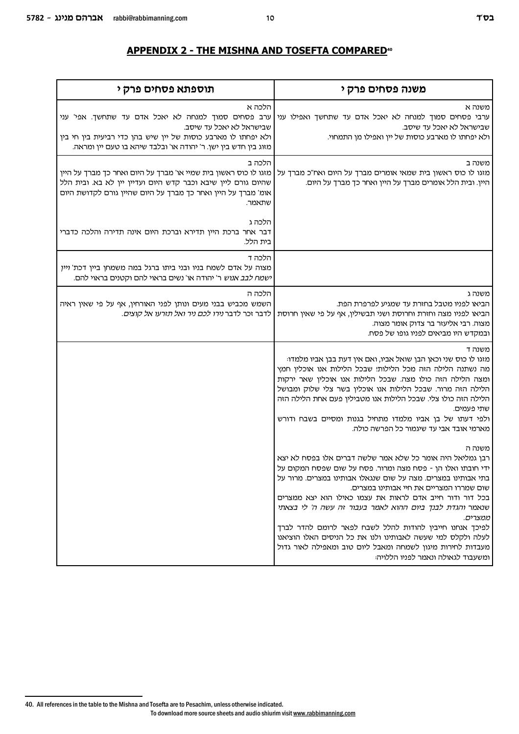## APPENDIX 2 - THE MISHNA AND TOSEFTA COMPARED[40]

| משנה פסחים פרק י | תוספתא פסחים פרק י |
|---|---|
| משנה א<br>ערבי פסחים סמוך למנחה לא יאכל אדם עד שתחשך ואפילו עני שבישראל לא יאכל עד שיסב.<br>ולא יפחתו לו מארבע כוסות של יין ואפילו מן התמחוי. | הלכה א<br>ערב פסחים סמוך למנחה לא יאכל אדם עד שתחשך. אפי' עני שבישראל לא יאכל עד שיסב.<br>ולא יפחתו לו מארבע כוסות של יין שיש בהן כדי רביעית בין חי בין מזוג בין חדש בין ישן. ר' יהודה או' ובלבד שיהא בו טעם יין ומראה. |
| משנה ב<br>מזגו לו כוס ראשון בית שמאי אומרים מברך על היום ואח"כ מברך על היין. ובית הלל אומרים מברך על היין ואחר כך מברך על היום. | הלכה ב<br>מזגו לו כוס ראשון בית שמיי או' מברך על היום ואחר כך מברך על היין שהיום גורם ליין שיבא וכבר קדש היום ועדיין יין לא בא. ובית הלל אומ' מברך על היין ואחר כך מברך על היום שהיין גורם לקדושת היום שתאמר.<br><br>הלכה ג<br>דבר אחר ברכת היין תדירא וברכת היום אינה תדירה והלכה כדברי בית הלל. |
| | הלכה ד<br>מצוה על אדם לשמח בניו ובני ביתו ברגל במה משמחן ביין דכת' *ויין ישמח לבב אנוש* ר' יהודה או' נשים בראוי להם וקטנים בראוי להם. |
| משנה ג<br>הביאו לפניו מטבל בחזרת עד שמגיע לפרפרת הפת.<br>הביאו לפניו מצה וחזרת וחרוסת ושני תבשילין, אף על פי שאין חרוסת מצוה. רבי אליעזר בר צדוק אומר מצוה.<br>ובמקדש היו מביאים לפניו גופו של פסח. | הלכה ה<br>השמש מכביש בבני מעים ונותן לפני האורחין, אף על פי שאין ראיה לדבר זכר לדבר *נירו לכם ניר ואל תזרעו אל קוצים*. |
| משנה ד<br>מזגו לו כוס שני וכאן הבן שואל אביו, ואם אין דעת בבן אביו מלמדו:<br>מה נשתנה הלילה הזה מכל הלילות! שבכל הלילות אנו אוכלין חמץ ומצה הלילה הזה כולו מצה. שבכל הלילות אנו אוכלין שאר ירקות הלילה הזה מרור. שבכל הלילות אנו אוכלין בשר צלי שלוק ומבושל הלילה הזה כולו צלי. שבכל הלילות אנו מטבילין פעם אחת הלילה הזה שתי פעמים.<br>ולפי דעתו של בן אביו מלמדו מתחיל בגנות ומסיים בשבח ודורש מארמי אובד אבי עד שיגמור כל הפרשה כולה.<br><br>משנה ה<br>רבן גמליאל היה אומר כל שלא אמר שלשה דברים אלו בפסח לא יצא ידי חובתו ואלו הן - פסח מצה ומרור. פסח על שום שפסח המקום על בתי אבותינו במצרים. מצה על שום שנגאלו אבותינו במצרים. מרור על שום שמררו המצריים את חיי אבותינו במצרים.<br>בכל דור ודור חייב אדם לראות את עצמו כאילו הוא יצא ממצרים שנאמר *והגדת לבנך ביום ההוא לאמר בעבור זה עשה ה' לי בצאתי ממצרים*.<br>לפיכך אנחנו חייבין להודות להלל לשבח לפאר לרומם להדר לברך לעלה ולקלס למי שעשה לאבותינו ולנו את כל הניסים האלו הוציאנו מעבדות לחירות מיגון לשמחה ומאבל ליום טוב ומאפילה לאור גדול ומשעבוד לגאולה ונאמר לפניו הללויה: | |

40. All references in the table to the Mishna and Tosefta are to Pesachim, unless otherwise indicated.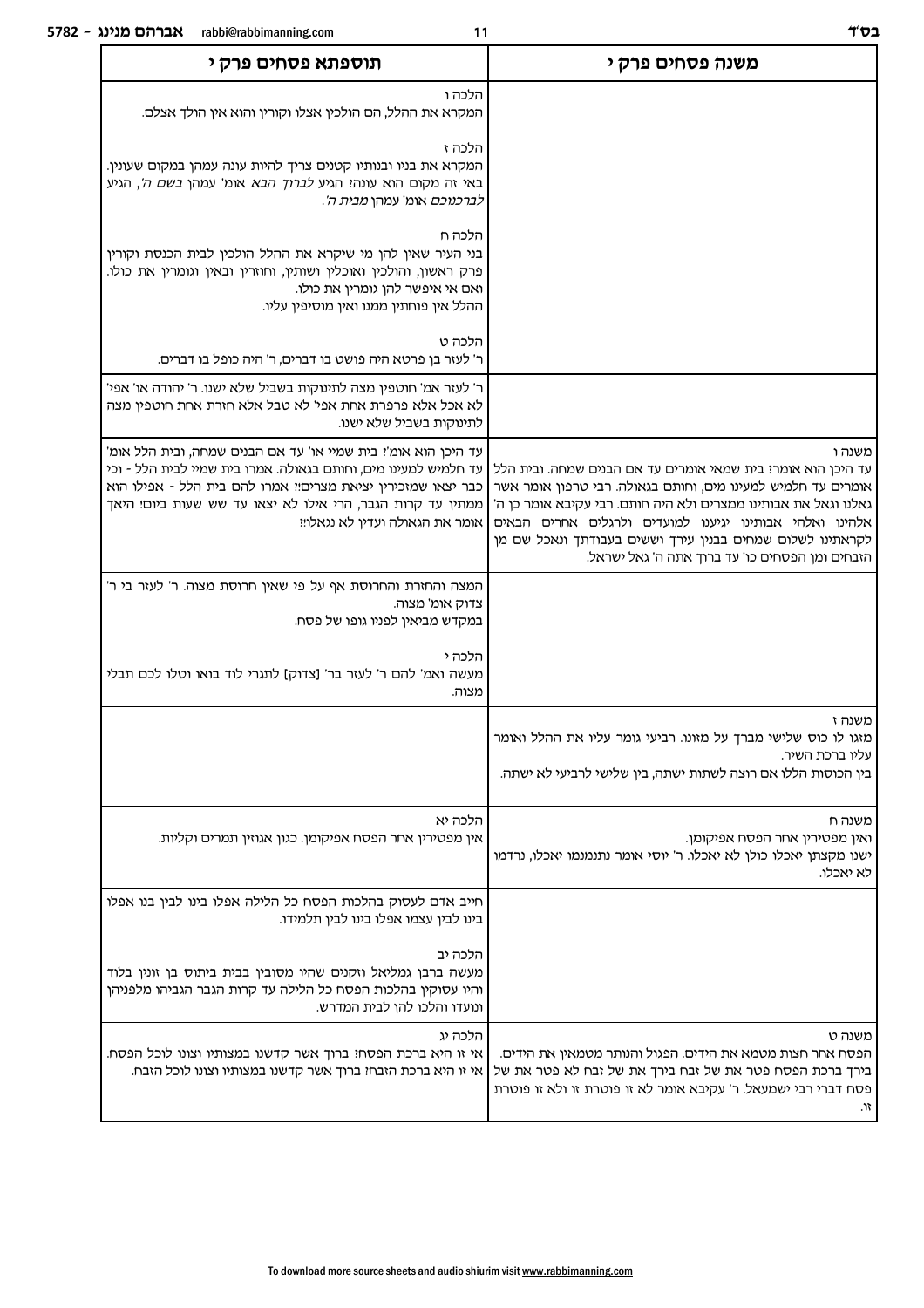| משנה פסחים פרק י | תוספתא פסחים פרק י |
| --- | --- |
| | הלכה ו<br>המקרא את ההלל, הם הולכין אצלו וקורין והוא אין הולך אצלם.<br><br>הלכה ז<br>המקרא את בניו ובנותיו קטנים צריך להיות עונה עמהן במקום שעונין. באי זה מקום הוא עונה? הגיע *לברוך הבא* אומ' עמהן *בשם ה'*, הגיע *לברכוכם* אומ' עמהן *מבית ה'*.<br><br>הלכה ח<br>בני העיר שאין להן מי שיקרא את ההלל הולכין לבית הכנסת וקורין פרק ראשון, והולכין ואוכלין ושותין, וחוזרין ובאין וגומרין את כולו. ואם אי איפשר להן גומרין את כולו.<br>ההלל אין פוחתין ממנו ואין מוסיפין עליו.<br><br>הלכה ט<br>ר' לעזר בן פרטא היה פושט בו דברים, ר' היה כופל בו דברים. |
| | ר' לעזר אמ' חוטפין מצה לתינוקות בשביל שלא ישנו. ר' יהודה או' אפי' לא אכל אלא פרפרת אחת אפי' לא טבל אלא חזרת אחת חוטפין מצה לתינוקות בשביל שלא ישנו. |
| משנה ו<br>עד היכן הוא אומר? בית שמאי אומרים עד אם הבנים שמחה. ובית הלל אומרים עד חלמיש למעינו מים, וחותם בגאולה. רבי טרפון אומר אשר גאלנו וגאל את אבותינו ממצרים ולא היה חותם. רבי עקיבא אומר כן ה' אלהינו ואלהי אבותינו יגיענו למועדים ולרגלים אחרים הבאים לקראתינו לשלום שמחים בבנין עירך וששים בעבודתך ונאכל שם מן הזבחים ומן הפסחים כו' עד ברוך אתה ה' גאל ישראל. | עד היכן הוא אומ'? בית שמיי או' עד אם הבנים שמחה, ובית הלל אומ' עד חלמיש למעינו מים, וחותם בגאולה. אמרו בית שמיי לבית הלל - וכי כבר יצאו שמזכירין יציאת מצרים?! אמרו להם בית הלל - אפילו הוא ממתין עד קרות הגבר, הרי אילו לא יצאו עד שש שעות ביום! היאך אומר את הגאולה ועדין לא נגאלו?! |
| | המצה והחזרת והחרוסת אף על פי שאין חרוסת מצוה. ר' לעזר בי ר' צדוק אומ' מצוה.<br>במקדש מביאין לפניו גופו של פסח.<br><br>הלכה י<br>מעשה ואמ' להם ר' לעזר בר' [צדוק] לתגרי לוד בואו וטלו לכם תבלי מצוה. |
| משנה ז<br>מזגו לו כוס שלישי מברך על מזונו. רביעי גומר עליו את ההלל ואומר עליו ברכת השיר.<br>בין הכוסות הללו אם רוצה לשתות ישתה, בין שלישי לרביעי לא ישתה. | |
| משנה ח<br>ואין מפטירין אחר הפסח אפיקומן.<br>ישנו מקצתן יאכלו כולן לא יאכלו. ר' יוסי אומר נתנמנמו יאכלו, נרדמו לא יאכלו. | הלכה יא<br>אין מפטירין אחר הפסח אפיקומן. כגון אגוזין תמרים וקליות. |
| | חייב אדם לעסוק בהלכות הפסח כל הלילה אפלו בינו לבין בנו אפלו בינו לבין עצמו אפלו בינו לבין תלמידו.<br><br>הלכה יב<br>מעשה ברבן גמליאל וזקנים שהיו מסובין בבית ביתוס בן זונין בלוד והיו עסוקין בהלכות הפסח כל הלילה עד קרות הגבר הגביהו מלפניהן ונועדו והלכו להן לבית המדרש. |
| משנה ט<br>הפסח אחר חצות מטמא את הידים. הפגול והנותר מטמאין את הידים.<br>בירך ברכת הפסח פטר את של זבח בירך את של זבח לא פטר את של פסח דברי רבי ישמעאל. ר' עקיבא אומר לא זו פוטרת זו ולא זו פוטרת זו. | הלכה יג<br>אי זו היא ברכת הפסח? ברוך אשר קדשנו במצותיו וצונו לוכל הפסח.<br>אי זו היא ברכת הזבח? ברוך אשר קדשנו במצותיו וצונו לוכל הזבח. |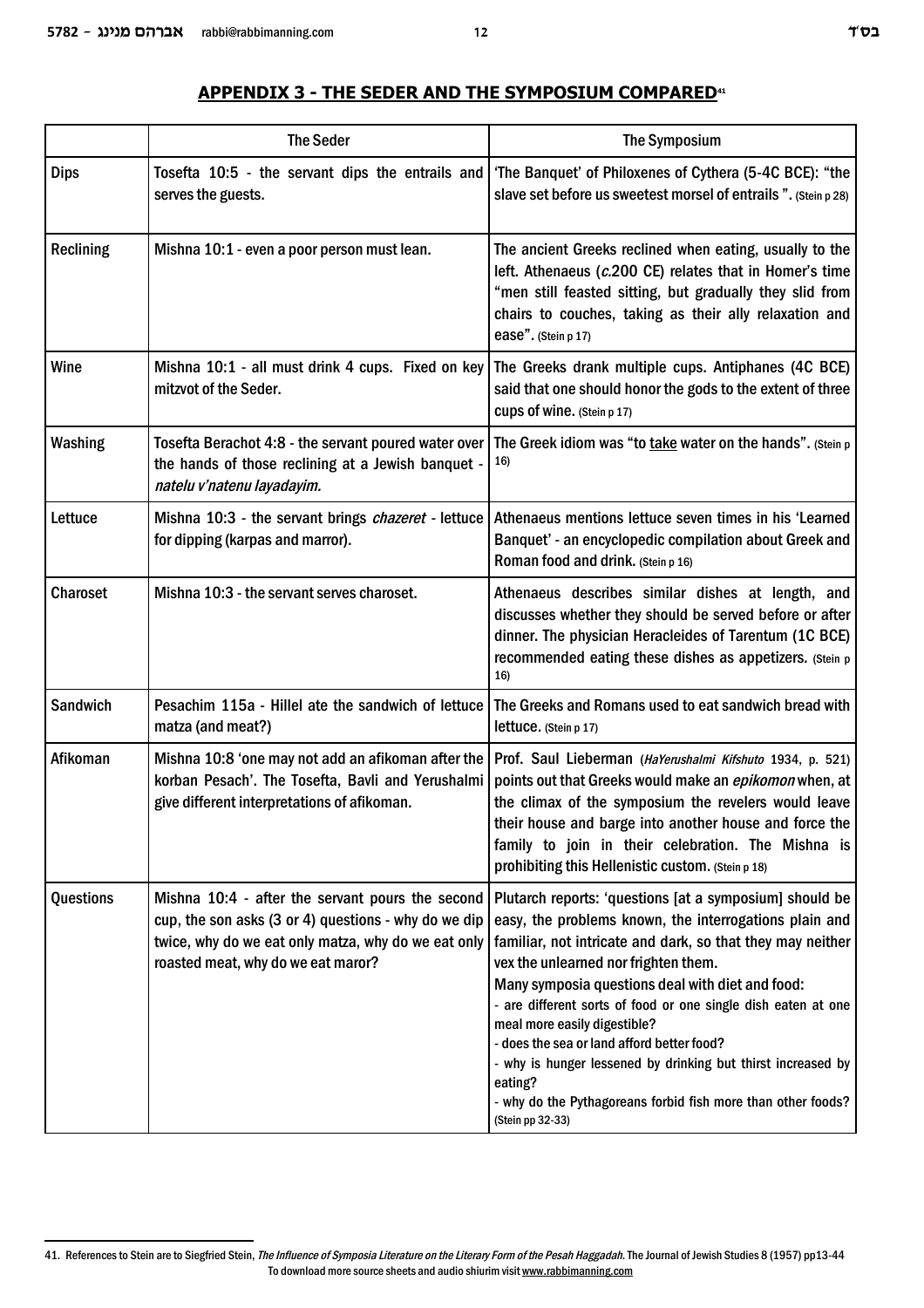## APPENDIX 3 - THE SEDER AND THE SYMPOSIUM COMPARED[41]

| | The Seder | The Symposium |
|---|---|---|
| Dips | Tosefta 10:5 - the servant dips the entrails and serves the guests. | 'The Banquet' of Philoxenes of Cythera (5-4C BCE): "the slave set before us sweetest morsel of entrails ". (Stein p 28) |
| Reclining | Mishna 10:1 - even a poor person must lean. | The ancient Greeks reclined when eating, usually to the left. Athenaeus (*c.*200 CE) relates that in Homer's time "men still feasted sitting, but gradually they slid from chairs to couches, taking as their ally relaxation and ease". (Stein p 17) |
| Wine | Mishna 10:1 - all must drink 4 cups. Fixed on key mitzvot of the Seder. | The Greeks drank multiple cups. Antiphanes (4C BCE) said that one should honor the gods to the extent of three cups of wine. (Stein p 17) |
| Washing | Tosefta Berachot 4:8 - the servant poured water over the hands of those reclining at a Jewish banquet - *natelu v'natenu layadayim.* | The Greek idiom was "to <u>take</u> water on the hands". (Stein p 16) |
| Lettuce | Mishna 10:3 - the servant brings *chazeret* - lettuce for dipping (karpas and marror). | Athenaeus mentions lettuce seven times in his 'Learned Banquet' - an encyclopedic compilation about Greek and Roman food and drink. (Stein p 16) |
| Charoset | Mishna 10:3 - the servant serves charoset. | Athenaeus describes similar dishes at length, and discusses whether they should be served before or after dinner. The physician Heracleides of Tarentum (1C BCE) recommended eating these dishes as appetizers. (Stein p 16) |
| Sandwich | Pesachim 115a - Hillel ate the sandwich of lettuce matza (and meat?) | The Greeks and Romans used to eat sandwich bread with lettuce. (Stein p 17) |
| Afikoman | Mishna 10:8 'one may not add an afikoman after the korban Pesach'. The Tosefta, Bavli and Yerushalmi give different interpretations of afikoman. | Prof. Saul Lieberman (*HaYerushalmi Kifshuto* 1934, p. 521) points out that Greeks would make an *epikomon* when, at the climax of the symposium the revelers would leave their house and barge into another house and force the family to join in their celebration. The Mishna is prohibiting this Hellenistic custom. (Stein p 18) |
| Questions | Mishna 10:4 - after the servant pours the second cup, the son asks (3 or 4) questions - why do we dip twice, why do we eat only matza, why do we eat only roasted meat, why do we eat maror? | Plutarch reports: 'questions [at a symposium] should be easy, the problems known, the interrogations plain and familiar, not intricate and dark, so that they may neither vex the unlearned nor frighten them.<br>Many symposia questions deal with diet and food:<br>- are different sorts of food or one single dish eaten at one meal more easily digestible?<br>- does the sea or land afford better food?<br>- why is hunger lessened by drinking but thirst increased by eating?<br>- why do the Pythagoreans forbid fish more than other foods? (Stein pp 32-33) |

41. References to Stein are to Siegfried Stein, *The Influence of Symposia Literature on the Literary Form of the Pesah Haggadah.* The Journal of Jewish Studies 8 (1957) pp13-44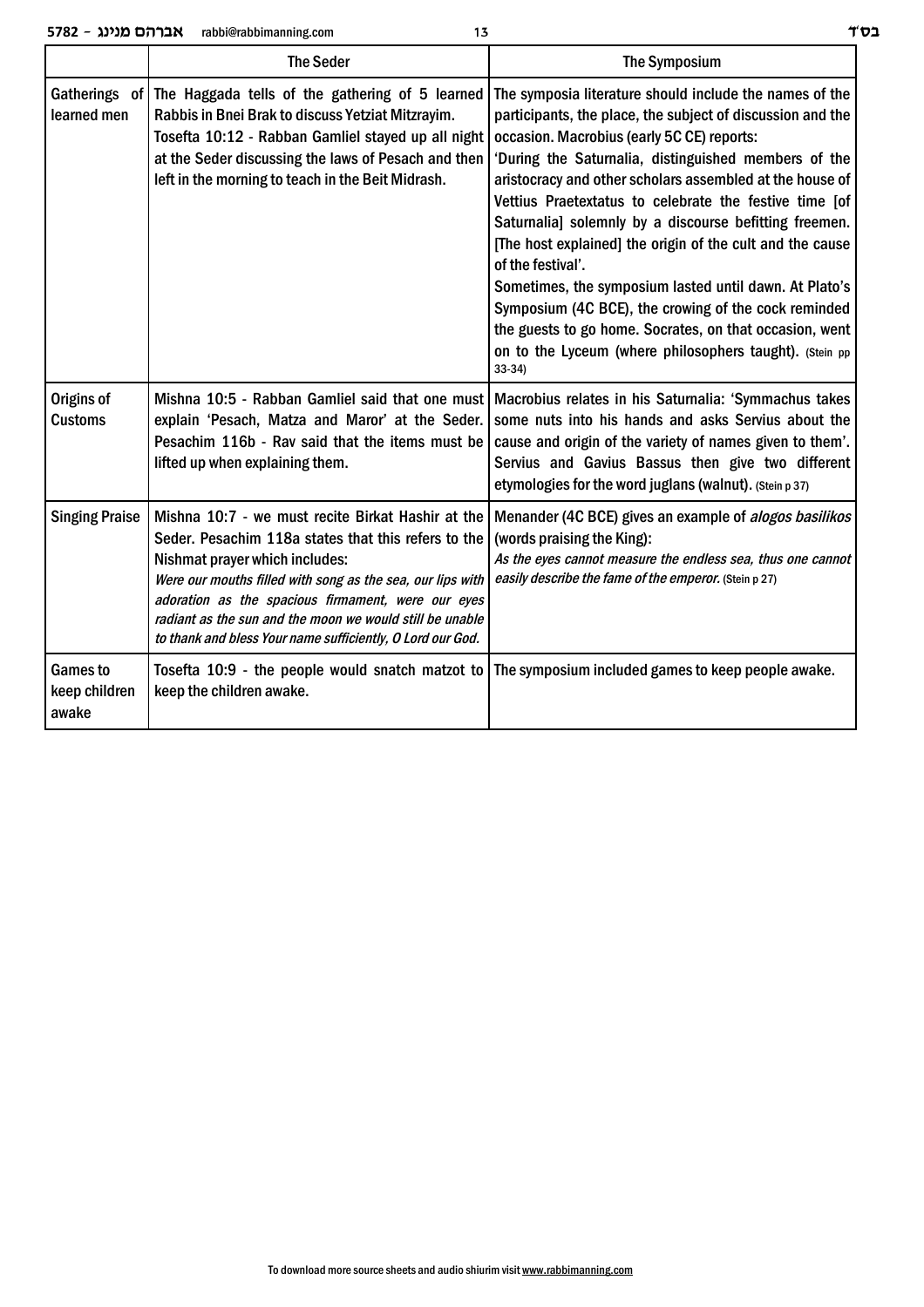| | The Seder | The Symposium |
|---|---|---|
| Gatherings of learned men | The Haggada tells of the gathering of 5 learned Rabbis in Bnei Brak to discuss Yetziat Mitzrayim.<br>Tosefta 10:12 - Rabban Gamliel stayed up all night at the Seder discussing the laws of Pesach and then left in the morning to teach in the Beit Midrash. | The symposia literature should include the names of the participants, the place, the subject of discussion and the occasion. Macrobius (early 5C CE) reports:<br>'During the Saturnalia, distinguished members of the aristocracy and other scholars assembled at the house of Vettius Praetextatus to celebrate the festive time [of Saturnalia] solemnly by a discourse befitting freemen. [The host explained] the origin of the cult and the cause of the festival'.<br>Sometimes, the symposium lasted until dawn. At Plato's Symposium (4C BCE), the crowing of the cock reminded the guests to go home. Socrates, on that occasion, went on to the Lyceum (where philosophers taught). (Stein pp 33-34) |
| Origins of Customs | Mishna 10:5 - Rabban Gamliel said that one must explain 'Pesach, Matza and Maror' at the Seder.<br>Pesachim 116b - Rav said that the items must be lifted up when explaining them. | Macrobius relates in his Saturnalia: 'Symmachus takes some nuts into his hands and asks Servius about the cause and origin of the variety of names given to them'. Servius and Gavius Bassus then give two different etymologies for the word juglans (walnut). (Stein p 37) |
| Singing Praise | Mishna 10:7 - we must recite Birkat Hashir at the Seder. Pesachim 118a states that this refers to the Nishmat prayer which includes:<br>*Were our mouths filled with song as the sea, our lips with adoration as the spacious firmament, were our eyes radiant as the sun and the moon we would still be unable to thank and bless Your name sufficiently, O Lord our God.* | Menander (4C BCE) gives an example of *alogos basilikos* (words praising the King):<br>*As the eyes cannot measure the endless sea, thus one cannot easily describe the fame of the emperor.* (Stein p 27) |
| Games to keep children awake | Tosefta 10:9 - the people would snatch matzot to keep the children awake. | The symposium included games to keep people awake. |

To download more source sheets and audio shiurim visit www.rabbimanning.com